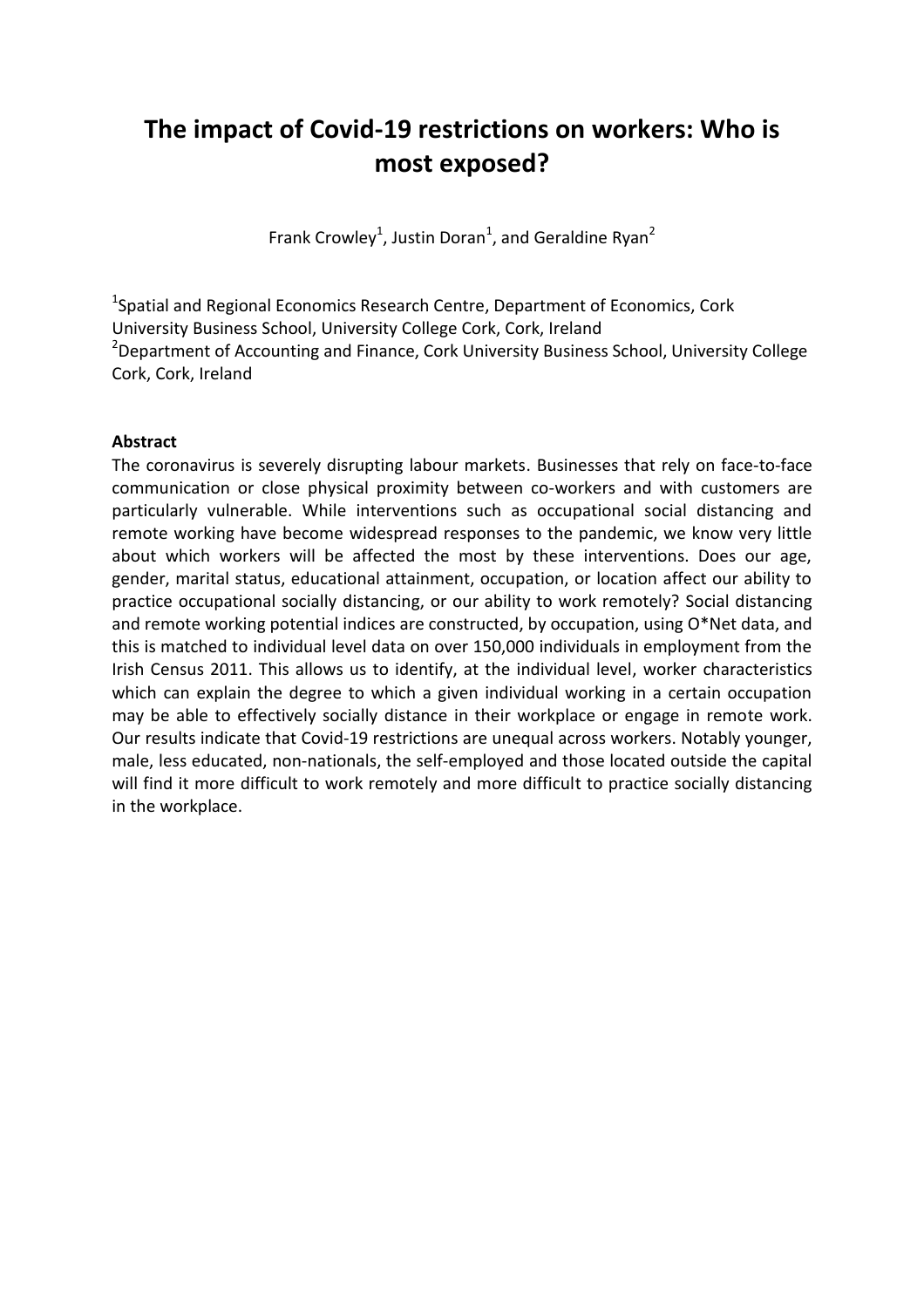# The impact of Covid-19 restrictions on workers: Who is most exposed?

Frank Crowley[1], Justin Doran[1], and Geraldine Ryan[2]

[1]Spatial and Regional Economics Research Centre, Department of Economics, Cork University Business School, University College Cork, Cork, Ireland
[2]Department of Accounting and Finance, Cork University Business School, University College Cork, Cork, Ireland

**Abstract**

The coronavirus is severely disrupting labour markets. Businesses that rely on face-to-face communication or close physical proximity between co-workers and with customers are particularly vulnerable. While interventions such as occupational social distancing and remote working have become widespread responses to the pandemic, we know very little about which workers will be affected the most by these interventions. Does our age, gender, marital status, educational attainment, occupation, or location affect our ability to practice occupational socially distancing, or our ability to work remotely? Social distancing and remote working potential indices are constructed, by occupation, using O*Net data, and this is matched to individual level data on over 150,000 individuals in employment from the Irish Census 2011. This allows us to identify, at the individual level, worker characteristics which can explain the degree to which a given individual working in a certain occupation may be able to effectively socially distance in their workplace or engage in remote work. Our results indicate that Covid-19 restrictions are unequal across workers. Notably younger, male, less educated, non-nationals, the self-employed and those located outside the capital will find it more difficult to work remotely and more difficult to practice socially distancing in the workplace.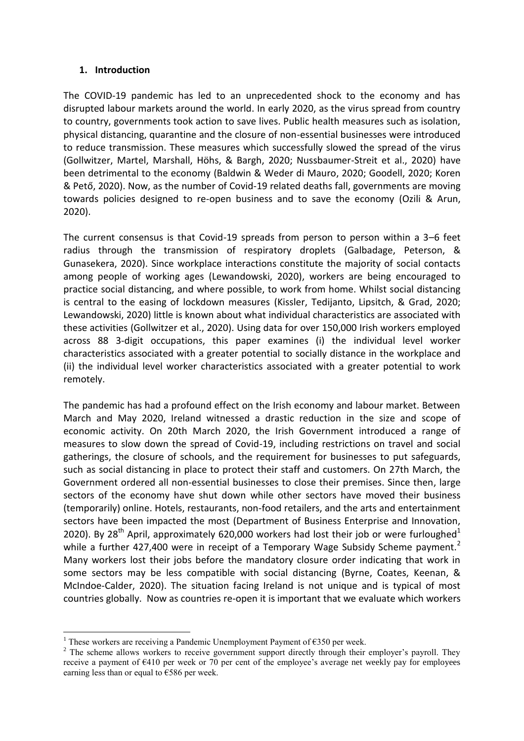## 1. Introduction

The COVID-19 pandemic has led to an unprecedented shock to the economy and has disrupted labour markets around the world. In early 2020, as the virus spread from country to country, governments took action to save lives. Public health measures such as isolation, physical distancing, quarantine and the closure of non-essential businesses were introduced to reduce transmission. These measures which successfully slowed the spread of the virus (Gollwitzer, Martel, Marshall, Höhs, & Bargh, 2020; Nussbaumer-Streit et al., 2020) have been detrimental to the economy (Baldwin & Weder di Mauro, 2020; Goodell, 2020; Koren & Pető, 2020). Now, as the number of Covid-19 related deaths fall, governments are moving towards policies designed to re-open business and to save the economy (Ozili & Arun, 2020).

The current consensus is that Covid-19 spreads from person to person within a 3–6 feet radius through the transmission of respiratory droplets (Galbadage, Peterson, & Gunasekera, 2020). Since workplace interactions constitute the majority of social contacts among people of working ages (Lewandowski, 2020), workers are being encouraged to practice social distancing, and where possible, to work from home. Whilst social distancing is central to the easing of lockdown measures (Kissler, Tedijanto, Lipsitch, & Grad, 2020; Lewandowski, 2020) little is known about what individual characteristics are associated with these activities (Gollwitzer et al., 2020). Using data for over 150,000 Irish workers employed across 88 3-digit occupations, this paper examines (i) the individual level worker characteristics associated with a greater potential to socially distance in the workplace and (ii) the individual level worker characteristics associated with a greater potential to work remotely.

The pandemic has had a profound effect on the Irish economy and labour market. Between March and May 2020, Ireland witnessed a drastic reduction in the size and scope of economic activity. On 20th March 2020, the Irish Government introduced a range of measures to slow down the spread of Covid-19, including restrictions on travel and social gatherings, the closure of schools, and the requirement for businesses to put safeguards, such as social distancing in place to protect their staff and customers. On 27th March, the Government ordered all non-essential businesses to close their premises. Since then, large sectors of the economy have shut down while other sectors have moved their business (temporarily) online. Hotels, restaurants, non-food retailers, and the arts and entertainment sectors have been impacted the most (Department of Business Enterprise and Innovation, 2020). By 28th April, approximately 620,000 workers had lost their job or were furloughed[1] while a further 427,400 were in receipt of a Temporary Wage Subsidy Scheme payment.[2] Many workers lost their jobs before the mandatory closure order indicating that work in some sectors may be less compatible with social distancing (Byrne, Coates, Keenan, & McIndoe-Calder, 2020). The situation facing Ireland is not unique and is typical of most countries globally. Now as countries re-open it is important that we evaluate which workers

[1] These workers are receiving a Pandemic Unemployment Payment of €350 per week.

[2] The scheme allows workers to receive government support directly through their employer's payroll. They receive a payment of €410 per week or 70 per cent of the employee's average net weekly pay for employees earning less than or equal to €586 per week.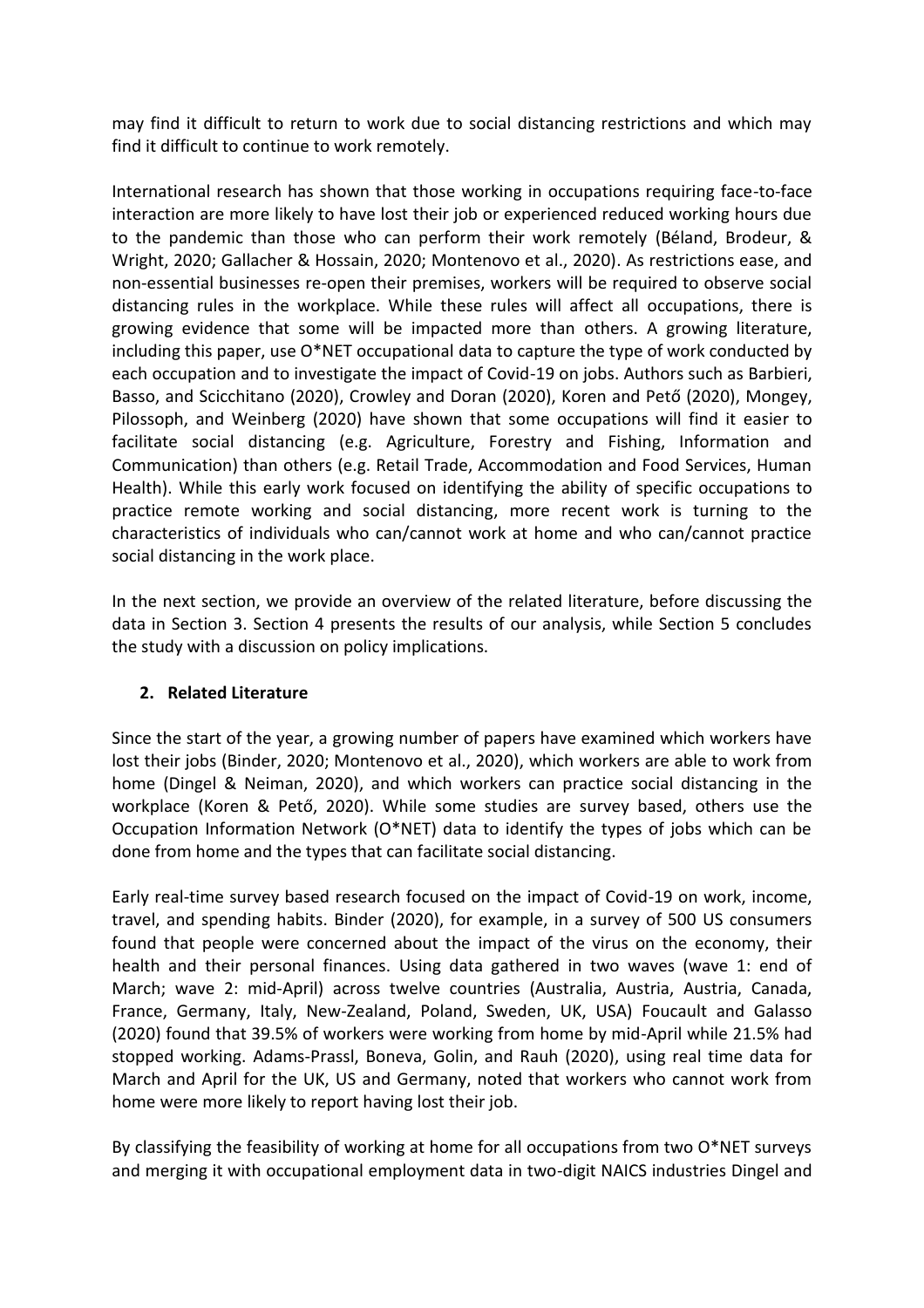may find it difficult to return to work due to social distancing restrictions and which may find it difficult to continue to work remotely.

International research has shown that those working in occupations requiring face-to-face interaction are more likely to have lost their job or experienced reduced working hours due to the pandemic than those who can perform their work remotely (Béland, Brodeur, & Wright, 2020; Gallacher & Hossain, 2020; Montenovo et al., 2020). As restrictions ease, and non-essential businesses re-open their premises, workers will be required to observe social distancing rules in the workplace. While these rules will affect all occupations, there is growing evidence that some will be impacted more than others. A growing literature, including this paper, use O*NET occupational data to capture the type of work conducted by each occupation and to investigate the impact of Covid-19 on jobs. Authors such as Barbieri, Basso, and Scicchitano (2020), Crowley and Doran (2020), Koren and Pető (2020), Mongey, Pilossoph, and Weinberg (2020) have shown that some occupations will find it easier to facilitate social distancing (e.g. Agriculture, Forestry and Fishing, Information and Communication) than others (e.g. Retail Trade, Accommodation and Food Services, Human Health). While this early work focused on identifying the ability of specific occupations to practice remote working and social distancing, more recent work is turning to the characteristics of individuals who can/cannot work at home and who can/cannot practice social distancing in the work place.

In the next section, we provide an overview of the related literature, before discussing the data in Section 3. Section 4 presents the results of our analysis, while Section 5 concludes the study with a discussion on policy implications.

## 2. Related Literature

Since the start of the year, a growing number of papers have examined which workers have lost their jobs (Binder, 2020; Montenovo et al., 2020), which workers are able to work from home (Dingel & Neiman, 2020), and which workers can practice social distancing in the workplace (Koren & Pető, 2020). While some studies are survey based, others use the Occupation Information Network (O*NET) data to identify the types of jobs which can be done from home and the types that can facilitate social distancing.

Early real-time survey based research focused on the impact of Covid-19 on work, income, travel, and spending habits. Binder (2020), for example, in a survey of 500 US consumers found that people were concerned about the impact of the virus on the economy, their health and their personal finances. Using data gathered in two waves (wave 1: end of March; wave 2: mid-April) across twelve countries (Australia, Austria, Austria, Canada, France, Germany, Italy, New-Zealand, Poland, Sweden, UK, USA) Foucault and Galasso (2020) found that 39.5% of workers were working from home by mid-April while 21.5% had stopped working. Adams-Prassl, Boneva, Golin, and Rauh (2020), using real time data for March and April for the UK, US and Germany, noted that workers who cannot work from home were more likely to report having lost their job.

By classifying the feasibility of working at home for all occupations from two O*NET surveys and merging it with occupational employment data in two-digit NAICS industries Dingel and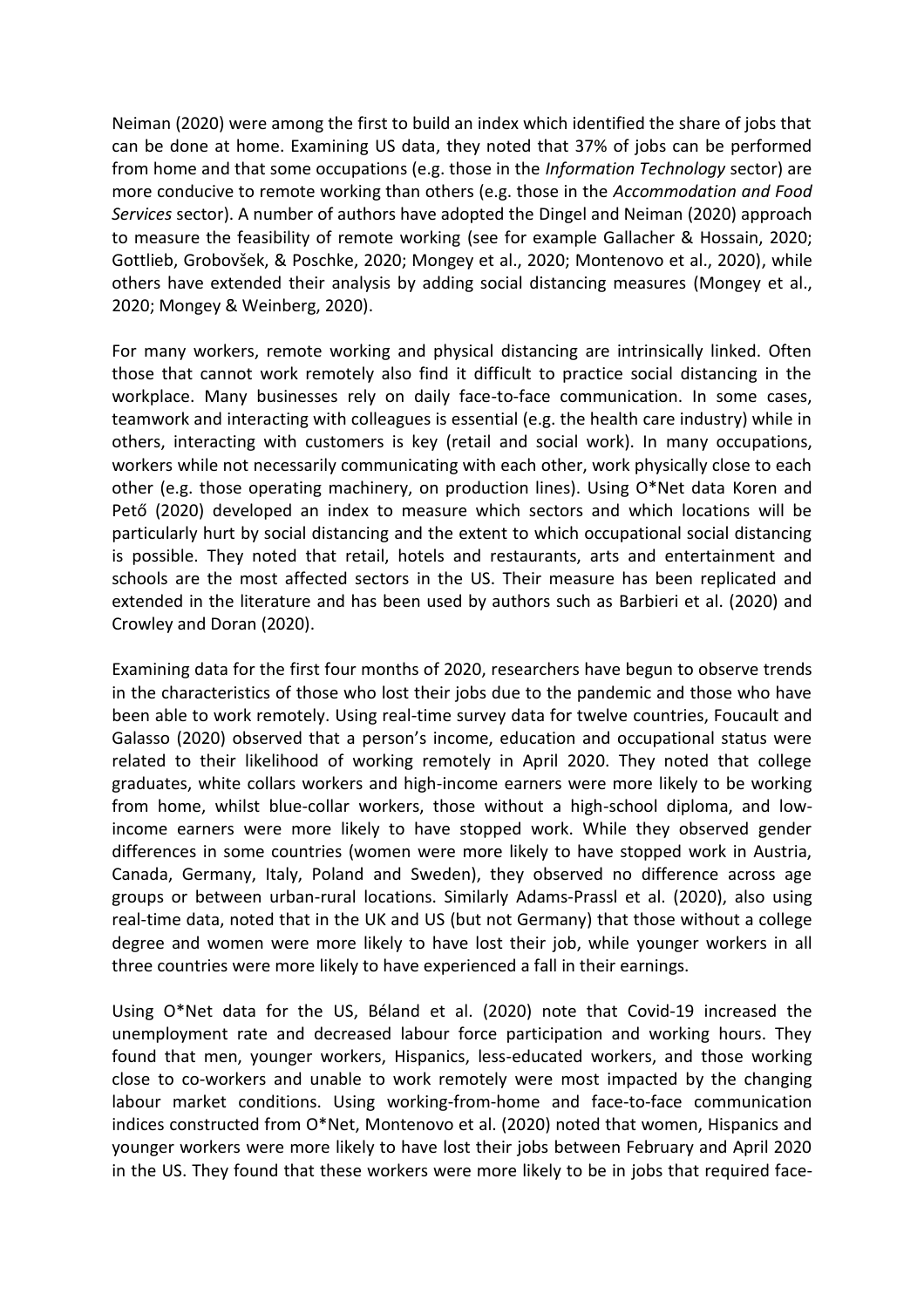Neiman (2020) were among the first to build an index which identified the share of jobs that can be done at home. Examining US data, they noted that 37% of jobs can be performed from home and that some occupations (e.g. those in the *Information Technology* sector) are more conducive to remote working than others (e.g. those in the *Accommodation and Food Services* sector). A number of authors have adopted the Dingel and Neiman (2020) approach to measure the feasibility of remote working (see for example Gallacher & Hossain, 2020; Gottlieb, Grobovšek, & Poschke, 2020; Mongey et al., 2020; Montenovo et al., 2020), while others have extended their analysis by adding social distancing measures (Mongey et al., 2020; Mongey & Weinberg, 2020).

For many workers, remote working and physical distancing are intrinsically linked. Often those that cannot work remotely also find it difficult to practice social distancing in the workplace. Many businesses rely on daily face-to-face communication. In some cases, teamwork and interacting with colleagues is essential (e.g. the health care industry) while in others, interacting with customers is key (retail and social work). In many occupations, workers while not necessarily communicating with each other, work physically close to each other (e.g. those operating machinery, on production lines). Using O*Net data Koren and Pető (2020) developed an index to measure which sectors and which locations will be particularly hurt by social distancing and the extent to which occupational social distancing is possible. They noted that retail, hotels and restaurants, arts and entertainment and schools are the most affected sectors in the US. Their measure has been replicated and extended in the literature and has been used by authors such as Barbieri et al. (2020) and Crowley and Doran (2020).

Examining data for the first four months of 2020, researchers have begun to observe trends in the characteristics of those who lost their jobs due to the pandemic and those who have been able to work remotely. Using real-time survey data for twelve countries, Foucault and Galasso (2020) observed that a person's income, education and occupational status were related to their likelihood of working remotely in April 2020. They noted that college graduates, white collars workers and high-income earners were more likely to be working from home, whilst blue-collar workers, those without a high-school diploma, and low-income earners were more likely to have stopped work. While they observed gender differences in some countries (women were more likely to have stopped work in Austria, Canada, Germany, Italy, Poland and Sweden), they observed no difference across age groups or between urban-rural locations. Similarly Adams-Prassl et al. (2020), also using real-time data, noted that in the UK and US (but not Germany) that those without a college degree and women were more likely to have lost their job, while younger workers in all three countries were more likely to have experienced a fall in their earnings.

Using O*Net data for the US, Béland et al. (2020) note that Covid-19 increased the unemployment rate and decreased labour force participation and working hours. They found that men, younger workers, Hispanics, less-educated workers, and those working close to co-workers and unable to work remotely were most impacted by the changing labour market conditions. Using working-from-home and face-to-face communication indices constructed from O*Net, Montenovo et al. (2020) noted that women, Hispanics and younger workers were more likely to have lost their jobs between February and April 2020 in the US. They found that these workers were more likely to be in jobs that required face-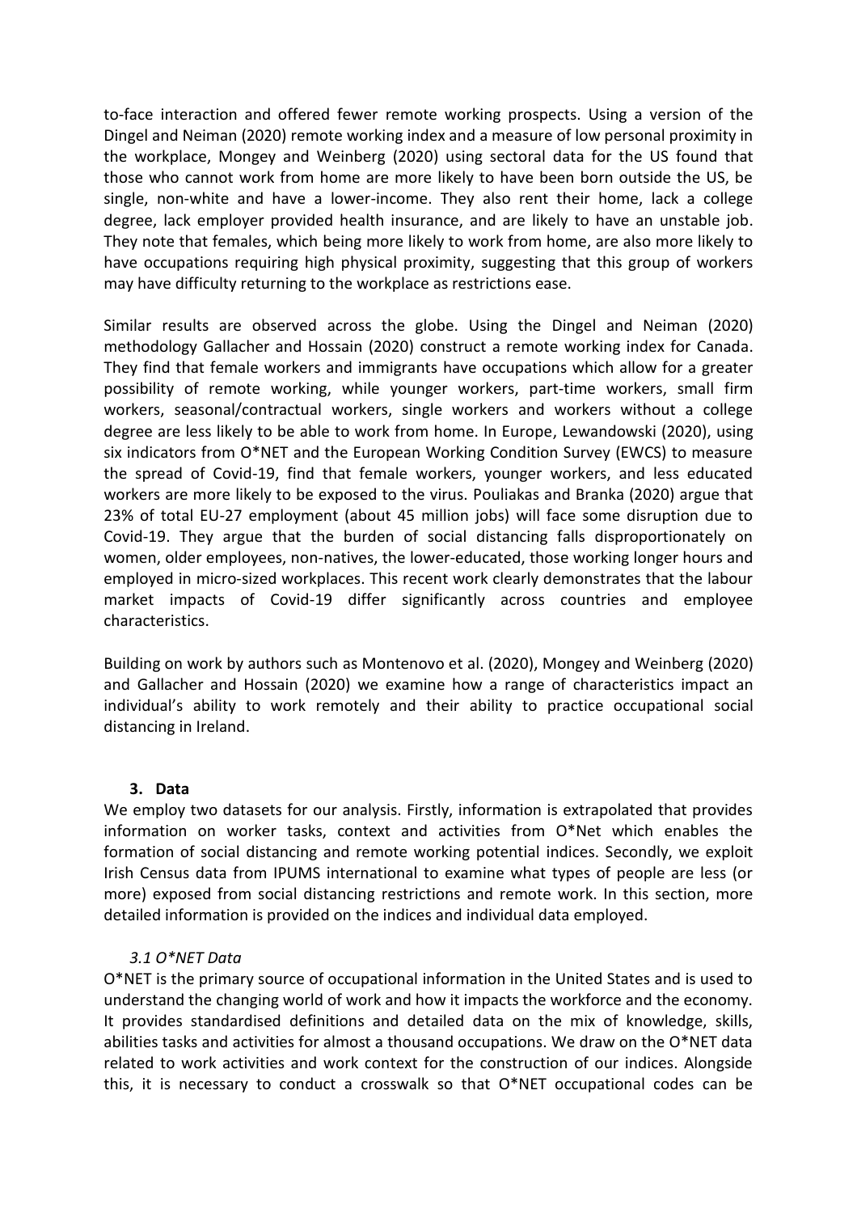to-face interaction and offered fewer remote working prospects. Using a version of the Dingel and Neiman (2020) remote working index and a measure of low personal proximity in the workplace, Mongey and Weinberg (2020) using sectoral data for the US found that those who cannot work from home are more likely to have been born outside the US, be single, non-white and have a lower-income. They also rent their home, lack a college degree, lack employer provided health insurance, and are likely to have an unstable job. They note that females, which being more likely to work from home, are also more likely to have occupations requiring high physical proximity, suggesting that this group of workers may have difficulty returning to the workplace as restrictions ease.

Similar results are observed across the globe. Using the Dingel and Neiman (2020) methodology Gallacher and Hossain (2020) construct a remote working index for Canada. They find that female workers and immigrants have occupations which allow for a greater possibility of remote working, while younger workers, part-time workers, small firm workers, seasonal/contractual workers, single workers and workers without a college degree are less likely to be able to work from home. In Europe, Lewandowski (2020), using six indicators from O*NET and the European Working Condition Survey (EWCS) to measure the spread of Covid-19, find that female workers, younger workers, and less educated workers are more likely to be exposed to the virus. Pouliakas and Branka (2020) argue that 23% of total EU-27 employment (about 45 million jobs) will face some disruption due to Covid-19. They argue that the burden of social distancing falls disproportionately on women, older employees, non-natives, the lower-educated, those working longer hours and employed in micro-sized workplaces. This recent work clearly demonstrates that the labour market impacts of Covid-19 differ significantly across countries and employee characteristics.

Building on work by authors such as Montenovo et al. (2020), Mongey and Weinberg (2020) and Gallacher and Hossain (2020) we examine how a range of characteristics impact an individual's ability to work remotely and their ability to practice occupational social distancing in Ireland.

## 3. Data

We employ two datasets for our analysis. Firstly, information is extrapolated that provides information on worker tasks, context and activities from O*Net which enables the formation of social distancing and remote working potential indices. Secondly, we exploit Irish Census data from IPUMS international to examine what types of people are less (or more) exposed from social distancing restrictions and remote work. In this section, more detailed information is provided on the indices and individual data employed.

### *3.1 O*NET Data*

O*NET is the primary source of occupational information in the United States and is used to understand the changing world of work and how it impacts the workforce and the economy. It provides standardised definitions and detailed data on the mix of knowledge, skills, abilities tasks and activities for almost a thousand occupations. We draw on the O*NET data related to work activities and work context for the construction of our indices. Alongside this, it is necessary to conduct a crosswalk so that O*NET occupational codes can be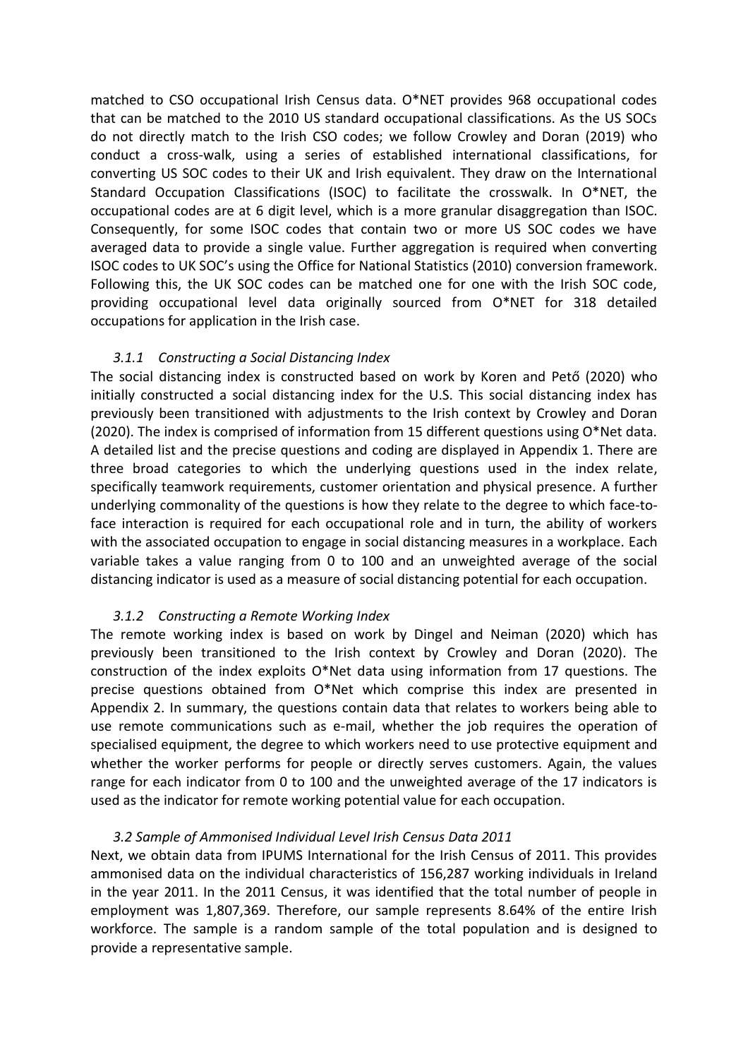matched to CSO occupational Irish Census data. O*NET provides 968 occupational codes that can be matched to the 2010 US standard occupational classifications. As the US SOCs do not directly match to the Irish CSO codes; we follow Crowley and Doran (2019) who conduct a cross-walk, using a series of established international classifications, for converting US SOC codes to their UK and Irish equivalent. They draw on the International Standard Occupation Classifications (ISOC) to facilitate the crosswalk. In O*NET, the occupational codes are at 6 digit level, which is a more granular disaggregation than ISOC. Consequently, for some ISOC codes that contain two or more US SOC codes we have averaged data to provide a single value. Further aggregation is required when converting ISOC codes to UK SOC's using the Office for National Statistics (2010) conversion framework. Following this, the UK SOC codes can be matched one for one with the Irish SOC code, providing occupational level data originally sourced from O*NET for 318 detailed occupations for application in the Irish case.

#### *3.1.1 Constructing a Social Distancing Index*

The social distancing index is constructed based on work by Koren and Pető (2020) who initially constructed a social distancing index for the U.S. This social distancing index has previously been transitioned with adjustments to the Irish context by Crowley and Doran (2020). The index is comprised of information from 15 different questions using O*Net data. A detailed list and the precise questions and coding are displayed in Appendix 1. There are three broad categories to which the underlying questions used in the index relate, specifically teamwork requirements, customer orientation and physical presence. A further underlying commonality of the questions is how they relate to the degree to which face-to-face interaction is required for each occupational role and in turn, the ability of workers with the associated occupation to engage in social distancing measures in a workplace. Each variable takes a value ranging from 0 to 100 and an unweighted average of the social distancing indicator is used as a measure of social distancing potential for each occupation.

#### *3.1.2 Constructing a Remote Working Index*

The remote working index is based on work by Dingel and Neiman (2020) which has previously been transitioned to the Irish context by Crowley and Doran (2020). The construction of the index exploits O*Net data using information from 17 questions. The precise questions obtained from O*Net which comprise this index are presented in Appendix 2. In summary, the questions contain data that relates to workers being able to use remote communications such as e-mail, whether the job requires the operation of specialised equipment, the degree to which workers need to use protective equipment and whether the worker performs for people or directly serves customers. Again, the values range for each indicator from 0 to 100 and the unweighted average of the 17 indicators is used as the indicator for remote working potential value for each occupation.

### *3.2 Sample of Ammonised Individual Level Irish Census Data 2011*

Next, we obtain data from IPUMS International for the Irish Census of 2011. This provides ammonised data on the individual characteristics of 156,287 working individuals in Ireland in the year 2011. In the 2011 Census, it was identified that the total number of people in employment was 1,807,369. Therefore, our sample represents 8.64% of the entire Irish workforce. The sample is a random sample of the total population and is designed to provide a representative sample.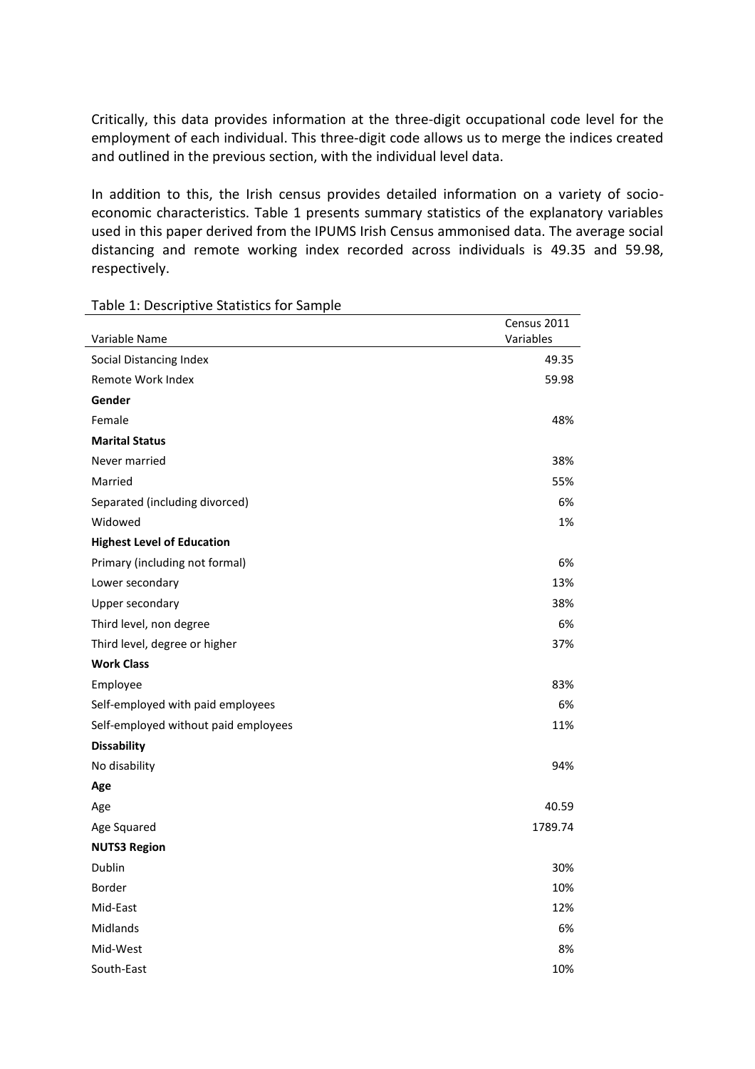Critically, this data provides information at the three-digit occupational code level for the employment of each individual. This three-digit code allows us to merge the indices created and outlined in the previous section, with the individual level data.

In addition to this, the Irish census provides detailed information on a variety of socio-economic characteristics. Table 1 presents summary statistics of the explanatory variables used in this paper derived from the IPUMS Irish Census ammonised data. The average social distancing and remote working index recorded across individuals is 49.35 and 59.98, respectively.

Table 1: Descriptive Statistics for Sample

| Variable Name | Census 2011 Variables |
|---|---|
| Social Distancing Index | 49.35 |
| Remote Work Index | 59.98 |
| **Gender** | |
| Female | 48% |
| **Marital Status** | |
| Never married | 38% |
| Married | 55% |
| Separated (including divorced) | 6% |
| Widowed | 1% |
| **Highest Level of Education** | |
| Primary (including not formal) | 6% |
| Lower secondary | 13% |
| Upper secondary | 38% |
| Third level, non degree | 6% |
| Third level, degree or higher | 37% |
| **Work Class** | |
| Employee | 83% |
| Self-employed with paid employees | 6% |
| Self-employed without paid employees | 11% |
| **Dissability** | |
| No disability | 94% |
| **Age** | |
| Age | 40.59 |
| Age Squared | 1789.74 |
| **NUTS3 Region** | |
| Dublin | 30% |
| Border | 10% |
| Mid-East | 12% |
| Midlands | 6% |
| Mid-West | 8% |
| South-East | 10% |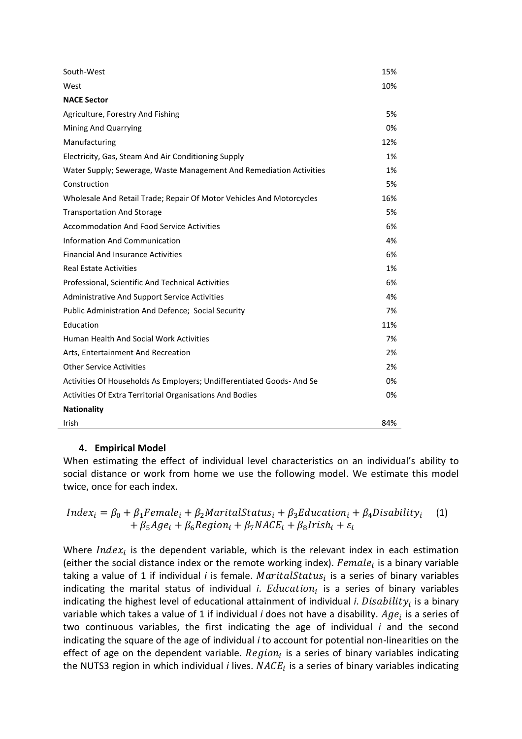| | |
|---|---|
| South-West | 15% |
| West | 10% |
| **NACE Sector** | |
| Agriculture, Forestry And Fishing | 5% |
| Mining And Quarrying | 0% |
| Manufacturing | 12% |
| Electricity, Gas, Steam And Air Conditioning Supply | 1% |
| Water Supply; Sewerage, Waste Management And Remediation Activities | 1% |
| Construction | 5% |
| Wholesale And Retail Trade; Repair Of Motor Vehicles And Motorcycles | 16% |
| Transportation And Storage | 5% |
| Accommodation And Food Service Activities | 6% |
| Information And Communication | 4% |
| Financial And Insurance Activities | 6% |
| Real Estate Activities | 1% |
| Professional, Scientific And Technical Activities | 6% |
| Administrative And Support Service Activities | 4% |
| Public Administration And Defence; Social Security | 7% |
| Education | 11% |
| Human Health And Social Work Activities | 7% |
| Arts, Entertainment And Recreation | 2% |
| Other Service Activities | 2% |
| Activities Of Households As Employers; Undifferentiated Goods- And Se | 0% |
| Activities Of Extra Territorial Organisations And Bodies | 0% |
| **Nationality** | |
| Irish | 84% |

## 4. Empirical Model

When estimating the effect of individual level characteristics on an individual's ability to social distance or work from home we use the following model. We estimate this model twice, once for each index.

$$Index_i = \beta_0 + \beta_1 Female_i + \beta_2 MaritalStatus_i + \beta_3 Education_i + \beta_4 Disability_i + \beta_5 Age_i + \beta_6 Region_i + \beta_7 NACE_i + \beta_8 Irish_i + \varepsilon_i \quad (1)$$

Where $Index_i$ is the dependent variable, which is the relevant index in each estimation (either the social distance index or the remote working index). $Female_i$ is a binary variable taking a value of 1 if individual *i* is female. $MaritalStatus_i$ is a series of binary variables indicating the marital status of individual *i*. $Education_i$ is a series of binary variables indicating the highest level of educational attainment of individual *i*. $Disability_i$ is a binary variable which takes a value of 1 if individual *i* does not have a disability. $Age_i$ is a series of two continuous variables, the first indicating the age of individual *i* and the second indicating the square of the age of individual *i* to account for potential non-linearities on the effect of age on the dependent variable. $Region_i$ is a series of binary variables indicating the NUTS3 region in which individual *i* lives. $NACE_i$ is a series of binary variables indicating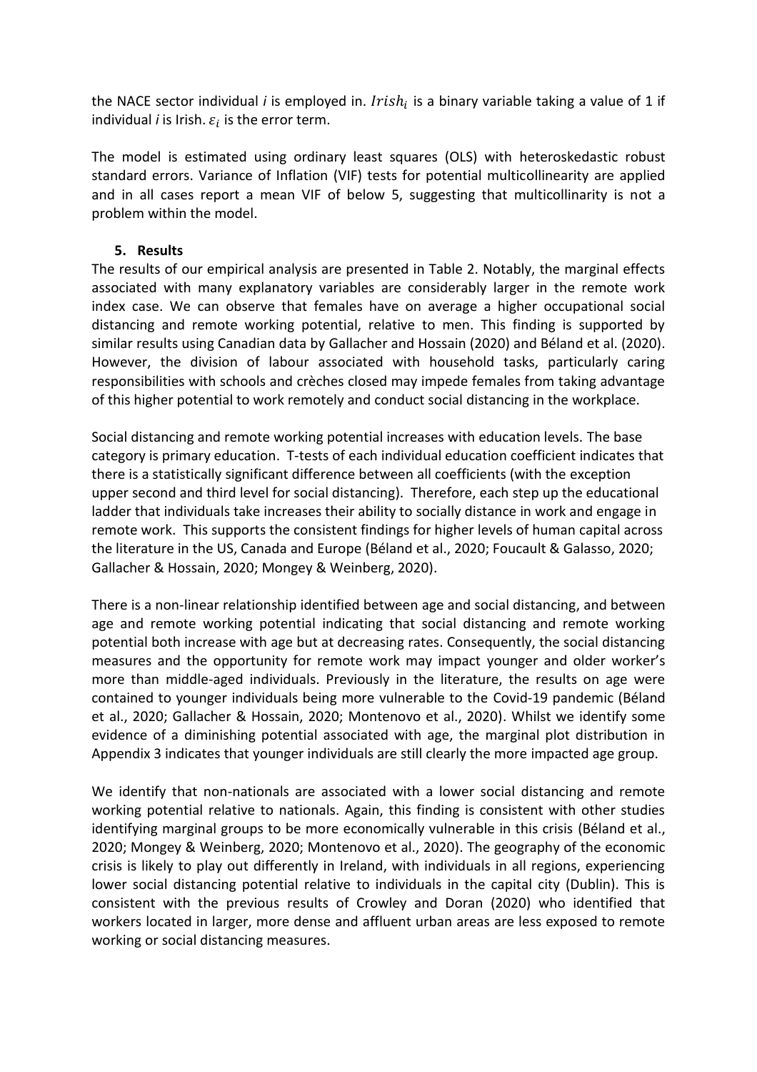the NACE sector individual *i* is employed in. $Irish_i$ is a binary variable taking a value of 1 if individual *i* is Irish. $\varepsilon_i$ is the error term.

The model is estimated using ordinary least squares (OLS) with heteroskedastic robust standard errors. Variance of Inflation (VIF) tests for potential multicollinearity are applied and in all cases report a mean VIF of below 5, suggesting that multicollinearity is not a problem within the model.

## 5. Results

The results of our empirical analysis are presented in Table 2. Notably, the marginal effects associated with many explanatory variables are considerably larger in the remote work index case. We can observe that females have on average a higher occupational social distancing and remote working potential, relative to men. This finding is supported by similar results using Canadian data by Gallacher and Hossain (2020) and Béland et al. (2020). However, the division of labour associated with household tasks, particularly caring responsibilities with schools and crèches closed may impede females from taking advantage of this higher potential to work remotely and conduct social distancing in the workplace.

Social distancing and remote working potential increases with education levels. The base category is primary education. T-tests of each individual education coefficient indicates that there is a statistically significant difference between all coefficients (with the exception upper second and third level for social distancing). Therefore, each step up the educational ladder that individuals take increases their ability to socially distance in work and engage in remote work. This supports the consistent findings for higher levels of human capital across the literature in the US, Canada and Europe (Béland et al., 2020; Foucault & Galasso, 2020; Gallacher & Hossain, 2020; Mongey & Weinberg, 2020).

There is a non-linear relationship identified between age and social distancing, and between age and remote working potential indicating that social distancing and remote working potential both increase with age but at decreasing rates. Consequently, the social distancing measures and the opportunity for remote work may impact younger and older worker's more than middle-aged individuals. Previously in the literature, the results on age were contained to younger individuals being more vulnerable to the Covid-19 pandemic (Béland et al., 2020; Gallacher & Hossain, 2020; Montenovo et al., 2020). Whilst we identify some evidence of a diminishing potential associated with age, the marginal plot distribution in Appendix 3 indicates that younger individuals are still clearly the more impacted age group.

We identify that non-nationals are associated with a lower social distancing and remote working potential relative to nationals. Again, this finding is consistent with other studies identifying marginal groups to be more economically vulnerable in this crisis (Béland et al., 2020; Mongey & Weinberg, 2020; Montenovo et al., 2020). The geography of the economic crisis is likely to play out differently in Ireland, with individuals in all regions, experiencing lower social distancing potential relative to individuals in the capital city (Dublin). This is consistent with the previous results of Crowley and Doran (2020) who identified that workers located in larger, more dense and affluent urban areas are less exposed to remote working or social distancing measures.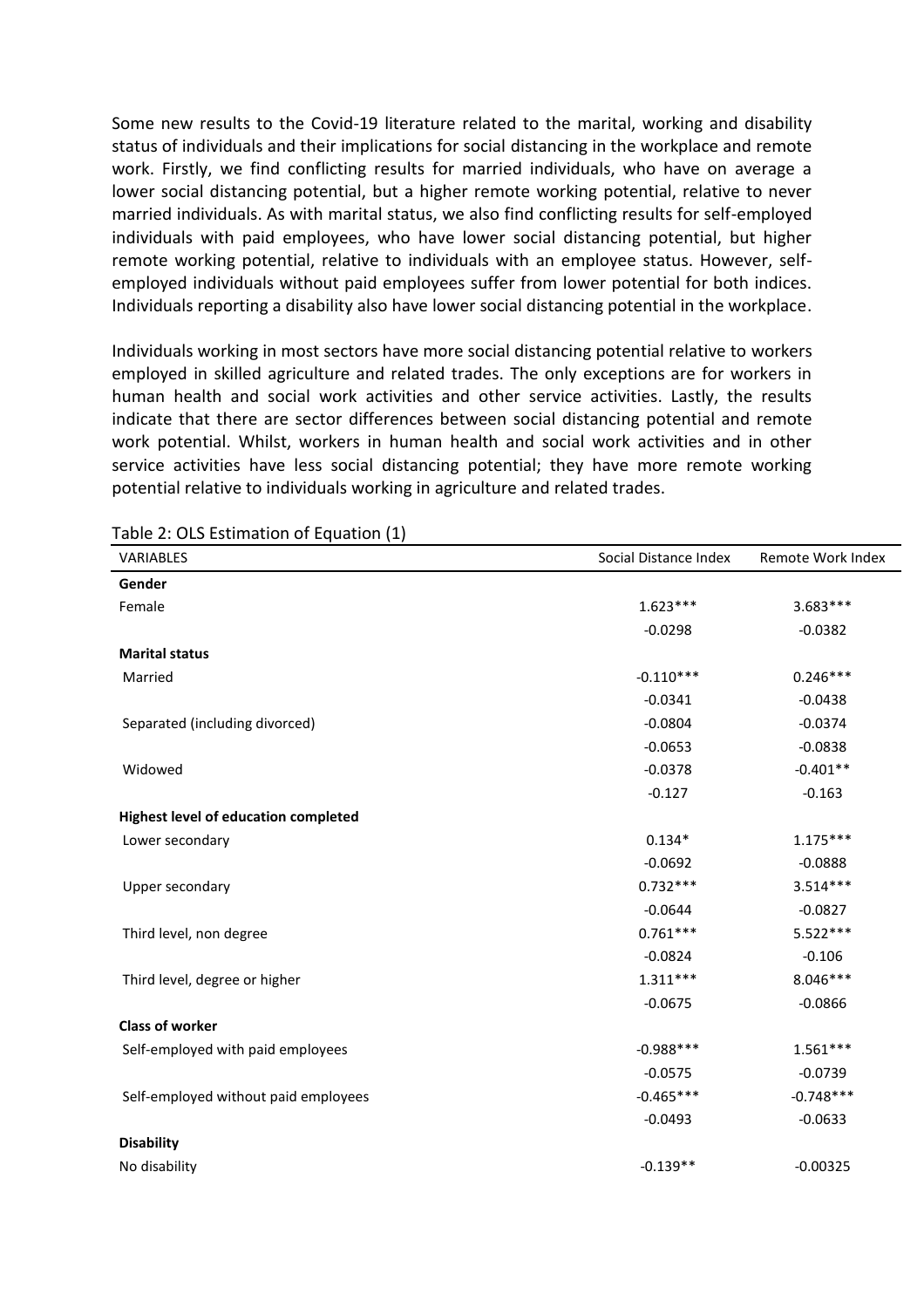Some new results to the Covid-19 literature related to the marital, working and disability status of individuals and their implications for social distancing in the workplace and remote work. Firstly, we find conflicting results for married individuals, who have on average a lower social distancing potential, but a higher remote working potential, relative to never married individuals. As with marital status, we also find conflicting results for self-employed individuals with paid employees, who have lower social distancing potential, but higher remote working potential, relative to individuals with an employee status. However, self-employed individuals without paid employees suffer from lower potential for both indices. Individuals reporting a disability also have lower social distancing potential in the workplace.

Individuals working in most sectors have more social distancing potential relative to workers employed in skilled agriculture and related trades. The only exceptions are for workers in human health and social work activities and other service activities. Lastly, the results indicate that there are sector differences between social distancing potential and remote work potential. Whilst, workers in human health and social work activities and in other service activities have less social distancing potential; they have more remote working potential relative to individuals working in agriculture and related trades.

Table 2: OLS Estimation of Equation (1)

| VARIABLES | Social Distance Index | Remote Work Index |
|---|---|---|
| **Gender** | | |
| Female | 1.623*** | 3.683*** |
| | -0.0298 | -0.0382 |
| **Marital status** | | |
| Married | -0.110*** | 0.246*** |
| | -0.0341 | -0.0438 |
| Separated (including divorced) | -0.0804 | -0.0374 |
| | -0.0653 | -0.0838 |
| Widowed | -0.0378 | -0.401** |
| | -0.127 | -0.163 |
| **Highest level of education completed** | | |
| Lower secondary | 0.134* | 1.175*** |
| | -0.0692 | -0.0888 |
| Upper secondary | 0.732*** | 3.514*** |
| | -0.0644 | -0.0827 |
| Third level, non degree | 0.761*** | 5.522*** |
| | -0.0824 | -0.106 |
| Third level, degree or higher | 1.311*** | 8.046*** |
| | -0.0675 | -0.0866 |
| **Class of worker** | | |
| Self-employed with paid employees | -0.988*** | 1.561*** |
| | -0.0575 | -0.0739 |
| Self-employed without paid employees | -0.465*** | -0.748*** |
| | -0.0493 | -0.0633 |
| **Disability** | | |
| No disability | -0.139** | -0.00325 |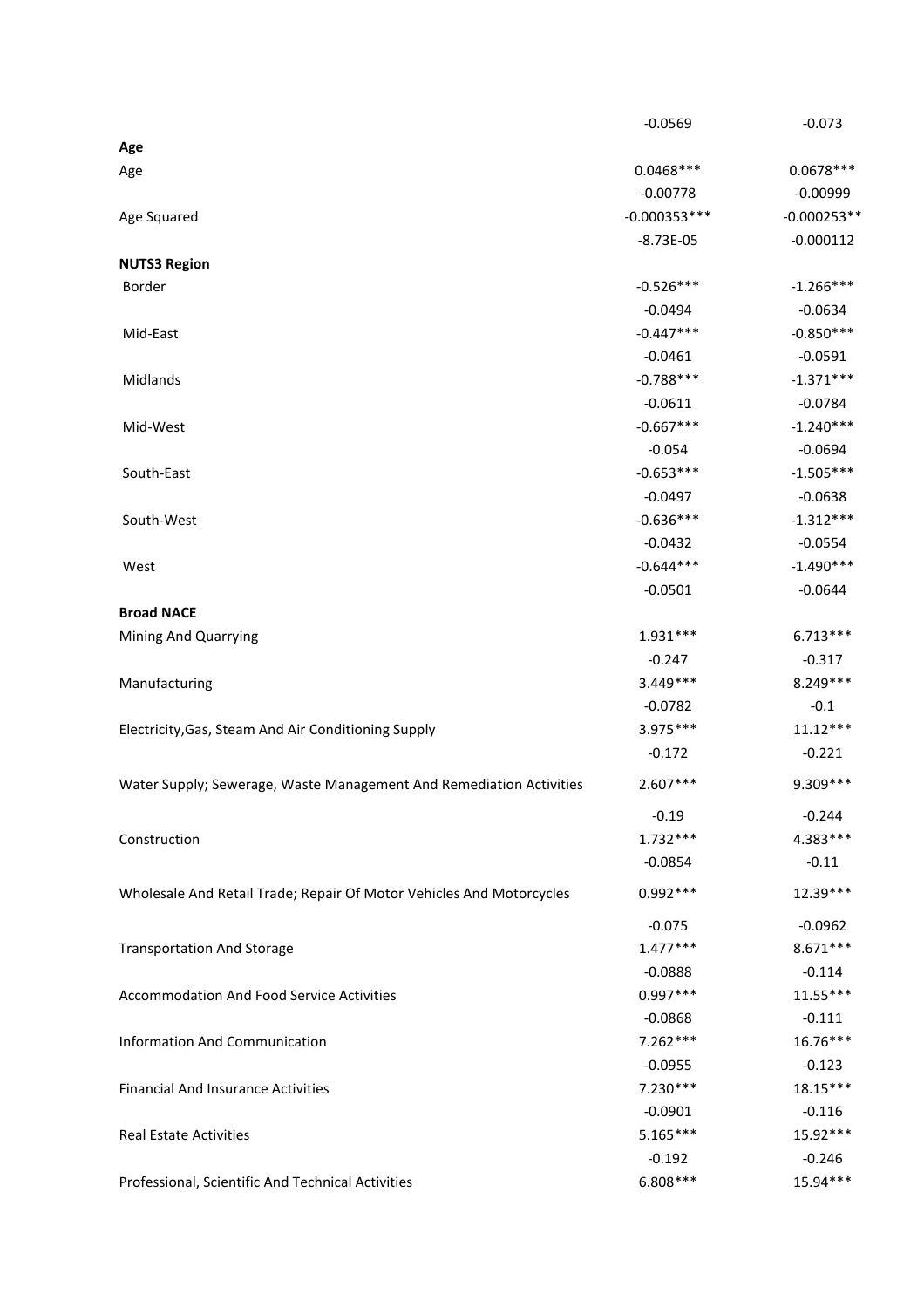| | | |
|---|---|---|
| | -0.0569 | -0.073 |
| **Age** | | |
| Age | 0.0468*** | 0.0678*** |
| | -0.00778 | -0.00999 |
| Age Squared | -0.000353*** | -0.000253** |
| | -8.73E-05 | -0.000112 |
| **NUTS3 Region** | | |
| Border | -0.526*** | -1.266*** |
| | -0.0494 | -0.0634 |
| Mid-East | -0.447*** | -0.850*** |
| | -0.0461 | -0.0591 |
| Midlands | -0.788*** | -1.371*** |
| | -0.0611 | -0.0784 |
| Mid-West | -0.667*** | -1.240*** |
| | -0.054 | -0.0694 |
| South-East | -0.653*** | -1.505*** |
| | -0.0497 | -0.0638 |
| South-West | -0.636*** | -1.312*** |
| | -0.0432 | -0.0554 |
| West | -0.644*** | -1.490*** |
| | -0.0501 | -0.0644 |
| **Broad NACE** | | |
| Mining And Quarrying | 1.931*** | 6.713*** |
| | -0.247 | -0.317 |
| Manufacturing | 3.449*** | 8.249*** |
| | -0.0782 | -0.1 |
| Electricity,Gas, Steam And Air Conditioning Supply | 3.975*** | 11.12*** |
| | -0.172 | -0.221 |
| Water Supply; Sewerage, Waste Management And Remediation Activities | 2.607*** | 9.309*** |
| | -0.19 | -0.244 |
| Construction | 1.732*** | 4.383*** |
| | -0.0854 | -0.11 |
| Wholesale And Retail Trade; Repair Of Motor Vehicles And Motorcycles | 0.992*** | 12.39*** |
| | -0.075 | -0.0962 |
| Transportation And Storage | 1.477*** | 8.671*** |
| | -0.0888 | -0.114 |
| Accommodation And Food Service Activities | 0.997*** | 11.55*** |
| | -0.0868 | -0.111 |
| Information And Communication | 7.262*** | 16.76*** |
| | -0.0955 | -0.123 |
| Financial And Insurance Activities | 7.230*** | 18.15*** |
| | -0.0901 | -0.116 |
| Real Estate Activities | 5.165*** | 15.92*** |
| | -0.192 | -0.246 |
| Professional, Scientific And Technical Activities | 6.808*** | 15.94*** |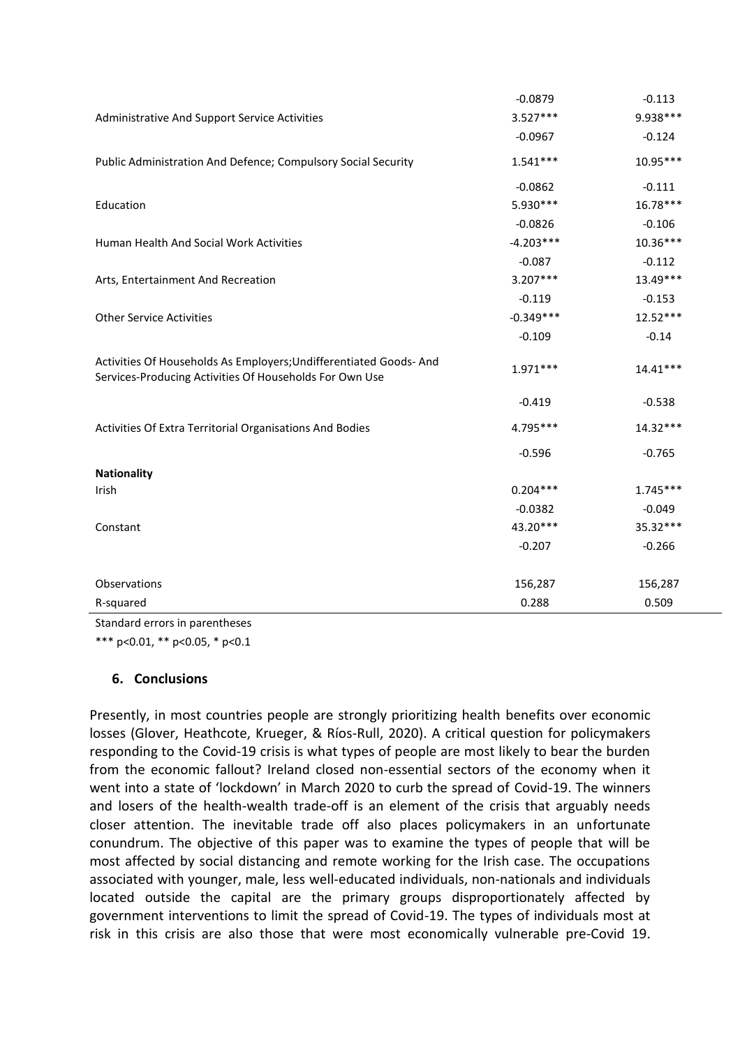| | | |
|---|---|---|
| | -0.0879 | -0.113 |
| Administrative And Support Service Activities | 3.527*** | 9.938*** |
| | -0.0967 | -0.124 |
| Public Administration And Defence; Compulsory Social Security | 1.541*** | 10.95*** |
| | -0.0862 | -0.111 |
| Education | 5.930*** | 16.78*** |
| | -0.0826 | -0.106 |
| Human Health And Social Work Activities | -4.203*** | 10.36*** |
| | -0.087 | -0.112 |
| Arts, Entertainment And Recreation | 3.207*** | 13.49*** |
| | -0.119 | -0.153 |
| Other Service Activities | -0.349*** | 12.52*** |
| | -0.109 | -0.14 |
| Activities Of Households As Employers;Undifferentiated Goods- And Services-Producing Activities Of Households For Own Use | 1.971*** | 14.41*** |
| | -0.419 | -0.538 |
| Activities Of Extra Territorial Organisations And Bodies | 4.795*** | 14.32*** |
| | -0.596 | -0.765 |
| **Nationality** | | |
| Irish | 0.204*** | 1.745*** |
| | -0.0382 | -0.049 |
| Constant | 43.20*** | 35.32*** |
| | -0.207 | -0.266 |
| Observations | 156,287 | 156,287 |
| R-squared | 0.288 | 0.509 |

Standard errors in parentheses

*** p<0.01, ** p<0.05, * p<0.1

## 6. Conclusions

Presently, in most countries people are strongly prioritizing health benefits over economic losses (Glover, Heathcote, Krueger, & Ríos-Rull, 2020). A critical question for policymakers responding to the Covid-19 crisis is what types of people are most likely to bear the burden from the economic fallout? Ireland closed non-essential sectors of the economy when it went into a state of 'lockdown' in March 2020 to curb the spread of Covid-19. The winners and losers of the health-wealth trade-off is an element of the crisis that arguably needs closer attention. The inevitable trade off also places policymakers in an unfortunate conundrum. The objective of this paper was to examine the types of people that will be most affected by social distancing and remote working for the Irish case. The occupations associated with younger, male, less well-educated individuals, non-nationals and individuals located outside the capital are the primary groups disproportionately affected by government interventions to limit the spread of Covid-19. The types of individuals most at risk in this crisis are also those that were most economically vulnerable pre-Covid 19.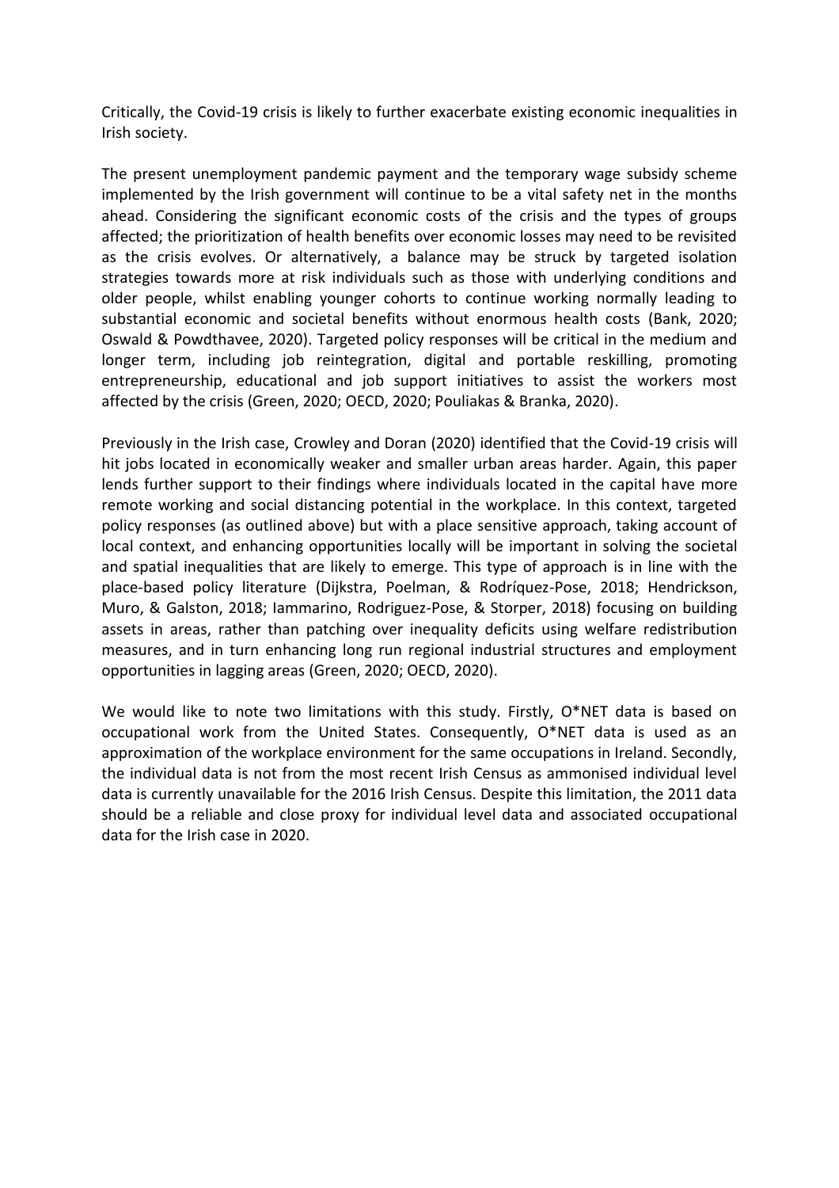Critically, the Covid-19 crisis is likely to further exacerbate existing economic inequalities in Irish society.

The present unemployment pandemic payment and the temporary wage subsidy scheme implemented by the Irish government will continue to be a vital safety net in the months ahead. Considering the significant economic costs of the crisis and the types of groups affected; the prioritization of health benefits over economic losses may need to be revisited as the crisis evolves. Or alternatively, a balance may be struck by targeted isolation strategies towards more at risk individuals such as those with underlying conditions and older people, whilst enabling younger cohorts to continue working normally leading to substantial economic and societal benefits without enormous health costs (Bank, 2020; Oswald & Powdthavee, 2020). Targeted policy responses will be critical in the medium and longer term, including job reintegration, digital and portable reskilling, promoting entrepreneurship, educational and job support initiatives to assist the workers most affected by the crisis (Green, 2020; OECD, 2020; Pouliakas & Branka, 2020).

Previously in the Irish case, Crowley and Doran (2020) identified that the Covid-19 crisis will hit jobs located in economically weaker and smaller urban areas harder. Again, this paper lends further support to their findings where individuals located in the capital have more remote working and social distancing potential in the workplace. In this context, targeted policy responses (as outlined above) but with a place sensitive approach, taking account of local context, and enhancing opportunities locally will be important in solving the societal and spatial inequalities that are likely to emerge. This type of approach is in line with the place-based policy literature (Dijkstra, Poelman, & Rodríquez-Pose, 2018; Hendrickson, Muro, & Galston, 2018; Iammarino, Rodriguez-Pose, & Storper, 2018) focusing on building assets in areas, rather than patching over inequality deficits using welfare redistribution measures, and in turn enhancing long run regional industrial structures and employment opportunities in lagging areas (Green, 2020; OECD, 2020).

We would like to note two limitations with this study. Firstly, O*NET data is based on occupational work from the United States. Consequently, O*NET data is used as an approximation of the workplace environment for the same occupations in Ireland. Secondly, the individual data is not from the most recent Irish Census as ammonised individual level data is currently unavailable for the 2016 Irish Census. Despite this limitation, the 2011 data should be a reliable and close proxy for individual level data and associated occupational data for the Irish case in 2020.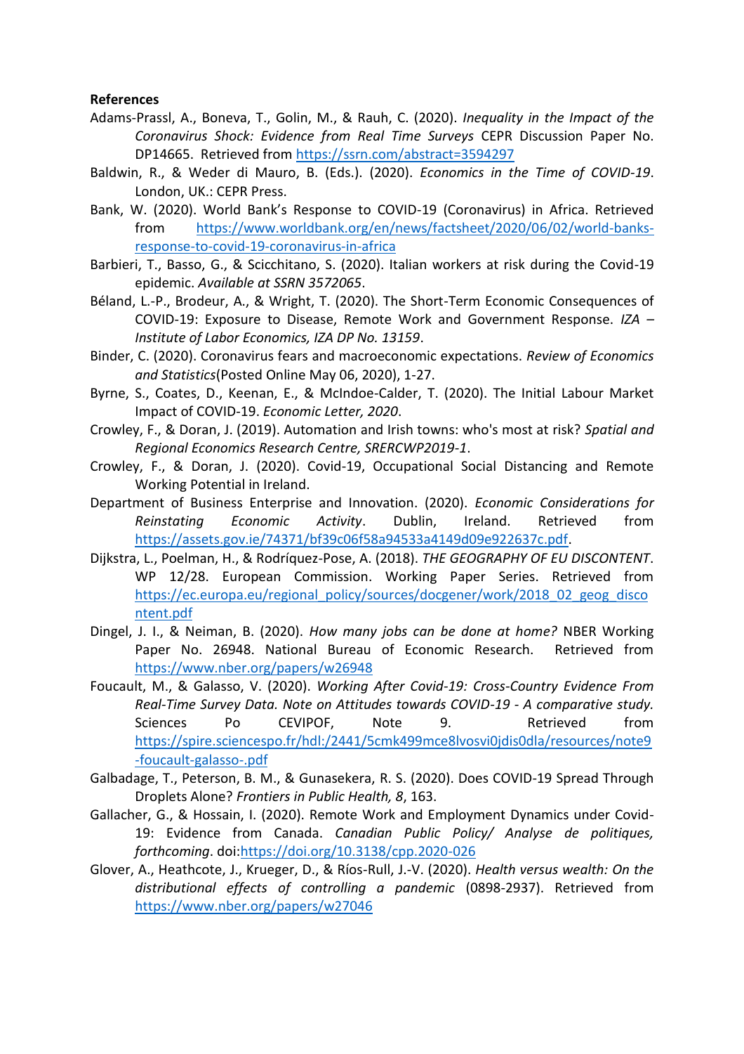**References**

Adams-Prassl, A., Boneva, T., Golin, M., & Rauh, C. (2020). *Inequality in the Impact of the Coronavirus Shock: Evidence from Real Time Surveys* CEPR Discussion Paper No. DP14665. Retrieved from https://ssrn.com/abstract=3594297

Baldwin, R., & Weder di Mauro, B. (Eds.). (2020). *Economics in the Time of COVID-19*. London, UK.: CEPR Press.

Bank, W. (2020). World Bank's Response to COVID-19 (Coronavirus) in Africa. Retrieved from https://www.worldbank.org/en/news/factsheet/2020/06/02/world-banks-response-to-covid-19-coronavirus-in-africa

Barbieri, T., Basso, G., & Scicchitano, S. (2020). Italian workers at risk during the Covid-19 epidemic. *Available at SSRN 3572065*.

Béland, L.-P., Brodeur, A., & Wright, T. (2020). The Short-Term Economic Consequences of COVID-19: Exposure to Disease, Remote Work and Government Response. *IZA – Institute of Labor Economics, IZA DP No. 13159*.

Binder, C. (2020). Coronavirus fears and macroeconomic expectations. *Review of Economics and Statistics*(Posted Online May 06, 2020), 1-27.

Byrne, S., Coates, D., Keenan, E., & McIndoe-Calder, T. (2020). The Initial Labour Market Impact of COVID-19. *Economic Letter, 2020*.

Crowley, F., & Doran, J. (2019). Automation and Irish towns: who's most at risk? *Spatial and Regional Economics Research Centre, SRERCWP2019-1*.

Crowley, F., & Doran, J. (2020). Covid-19, Occupational Social Distancing and Remote Working Potential in Ireland.

Department of Business Enterprise and Innovation. (2020). *Economic Considerations for Reinstating Economic Activity*. Dublin, Ireland. Retrieved from https://assets.gov.ie/74371/bf39c06f58a94533a4149d09e922637c.pdf.

Dijkstra, L., Poelman, H., & Rodríquez-Pose, A. (2018). *THE GEOGRAPHY OF EU DISCONTENT*. WP 12/28. European Commission. Working Paper Series. Retrieved from https://ec.europa.eu/regional_policy/sources/docgener/work/2018_02_geog_discontent.pdf

Dingel, J. I., & Neiman, B. (2020). *How many jobs can be done at home?* NBER Working Paper No. 26948. National Bureau of Economic Research. Retrieved from https://www.nber.org/papers/w26948

Foucault, M., & Galasso, V. (2020). *Working After Covid-19: Cross-Country Evidence From Real-Time Survey Data. Note on Attitudes towards COVID-19 - A comparative study.* Sciences Po CEVIPOF, Note 9. Retrieved from https://spire.sciencespo.fr/hdl:/2441/5cmk499mce8lvosvi0jdis0dla/resources/note9-foucault-galasso-.pdf

Galbadage, T., Peterson, B. M., & Gunasekera, R. S. (2020). Does COVID-19 Spread Through Droplets Alone? *Frontiers in Public Health, 8*, 163.

Gallacher, G., & Hossain, I. (2020). Remote Work and Employment Dynamics under Covid-19: Evidence from Canada. *Canadian Public Policy/ Analyse de politiques, forthcoming*. doi:https://doi.org/10.3138/cpp.2020-026

Glover, A., Heathcote, J., Krueger, D., & Ríos-Rull, J.-V. (2020). *Health versus wealth: On the distributional effects of controlling a pandemic* (0898-2937). Retrieved from https://www.nber.org/papers/w27046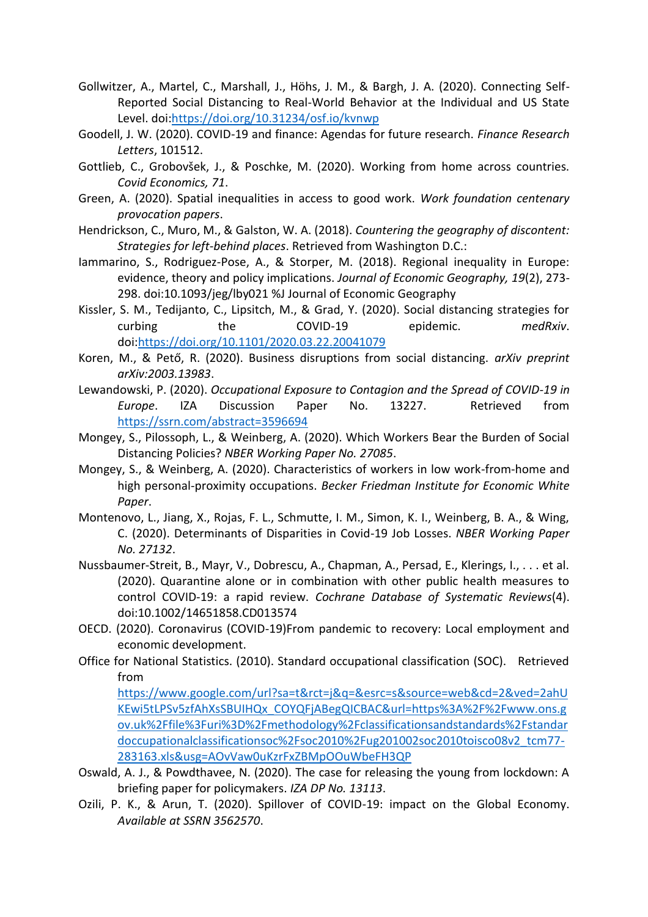Gollwitzer, A., Martel, C., Marshall, J., Höhs, J. M., & Bargh, J. A. (2020). Connecting Self-Reported Social Distancing to Real-World Behavior at the Individual and US State Level. doi:https://doi.org/10.31234/osf.io/kvnwp

Goodell, J. W. (2020). COVID-19 and finance: Agendas for future research. *Finance Research Letters*, 101512.

Gottlieb, C., Grobovšek, J., & Poschke, M. (2020). Working from home across countries. *Covid Economics, 71*.

Green, A. (2020). Spatial inequalities in access to good work. *Work foundation centenary provocation papers*.

Hendrickson, C., Muro, M., & Galston, W. A. (2018). *Countering the geography of discontent: Strategies for left-behind places*. Retrieved from Washington D.C.:

Iammarino, S., Rodriguez-Pose, A., & Storper, M. (2018). Regional inequality in Europe: evidence, theory and policy implications. *Journal of Economic Geography, 19*(2), 273-298. doi:10.1093/jeg/lby021 %J Journal of Economic Geography

Kissler, S. M., Tedijanto, C., Lipsitch, M., & Grad, Y. (2020). Social distancing strategies for curbing the COVID-19 epidemic. *medRxiv*. doi:https://doi.org/10.1101/2020.03.22.20041079

Koren, M., & Pető, R. (2020). Business disruptions from social distancing. *arXiv preprint arXiv:2003.13983*.

Lewandowski, P. (2020). *Occupational Exposure to Contagion and the Spread of COVID-19 in Europe*. IZA Discussion Paper No. 13227. Retrieved from https://ssrn.com/abstract=3596694

Mongey, S., Pilossoph, L., & Weinberg, A. (2020). Which Workers Bear the Burden of Social Distancing Policies? *NBER Working Paper No. 27085*.

Mongey, S., & Weinberg, A. (2020). Characteristics of workers in low work-from-home and high personal-proximity occupations. *Becker Friedman Institute for Economic White Paper*.

Montenovo, L., Jiang, X., Rojas, F. L., Schmutte, I. M., Simon, K. I., Weinberg, B. A., & Wing, C. (2020). Determinants of Disparities in Covid-19 Job Losses. *NBER Working Paper No. 27132*.

Nussbaumer-Streit, B., Mayr, V., Dobrescu, A., Chapman, A., Persad, E., Klerings, I., . . . et al. (2020). Quarantine alone or in combination with other public health measures to control COVID-19: a rapid review. *Cochrane Database of Systematic Reviews*(4). doi:10.1002/14651858.CD013574

OECD. (2020). Coronavirus (COVID-19)From pandemic to recovery: Local employment and economic development.

Office for National Statistics. (2010). Standard occupational classification (SOC). Retrieved from https://www.google.com/url?sa=t&rct=j&q=&esrc=s&source=web&cd=2&ved=2ahUKEwi5tLPSv5zfAhXsSBUIHQx_COYQFjABegQICBAC&url=https%3A%2F%2Fwww.ons.gov.uk%2Ffile%3Furi%3D%2Fmethodology%2Fclassificationsandstandards%2Fstandardoccupationalclassificationsoc%2Fsoc2010%2Fug201002soc2010toisco08v2_tcm77-283163.xls&usg=AOvVaw0uKzrFxZBMpOOuWbeFH3QP

Oswald, A. J., & Powdthavee, N. (2020). The case for releasing the young from lockdown: A briefing paper for policymakers. *IZA DP No. 13113*.

Ozili, P. K., & Arun, T. (2020). Spillover of COVID-19: impact on the Global Economy. *Available at SSRN 3562570*.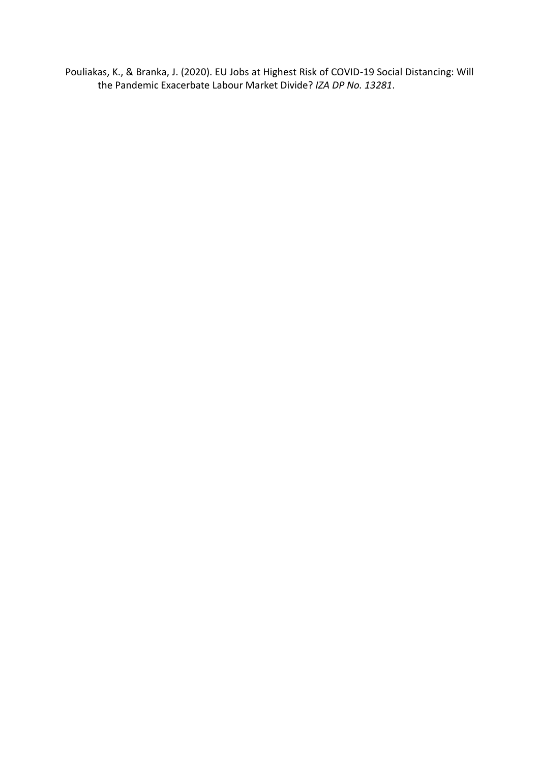Pouliakas, K., & Branka, J. (2020). EU Jobs at Highest Risk of COVID-19 Social Distancing: Will the Pandemic Exacerbate Labour Market Divide? *IZA DP No. 13281*.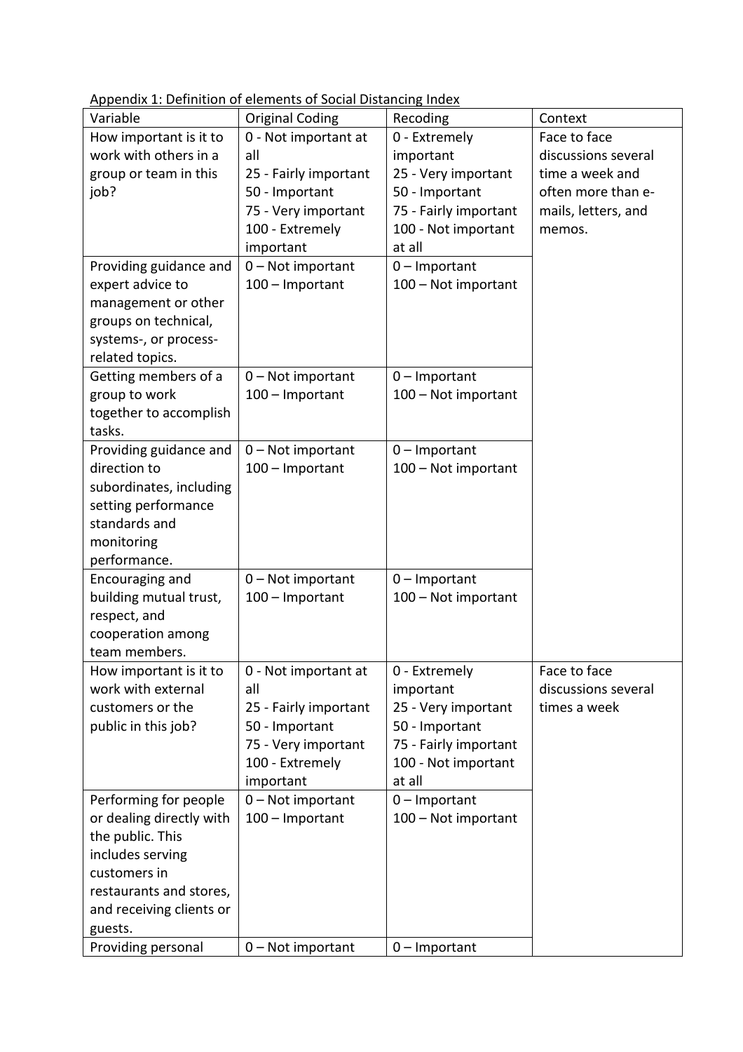Appendix 1: Definition of elements of Social Distancing Index

| Variable | Original Coding | Recoding | Context |
|---|---|---|---|
| How important is it to work with others in a group or team in this job? | 0 - Not important at all<br>25 - Fairly important<br>50 - Important<br>75 - Very important<br>100 - Extremely important | 0 - Extremely important<br>25 - Very important<br>50 - Important<br>75 - Fairly important<br>100 - Not important at all | Face to face discussions several time a week and often more than e-mails, letters, and memos. |
| Providing guidance and expert advice to management or other groups on technical, systems-, or process-related topics. | 0 – Not important<br>100 – Important | 0 – Important<br>100 – Not important | |
| Getting members of a group to work together to accomplish tasks. | 0 – Not important<br>100 – Important | 0 – Important<br>100 – Not important | |
| Providing guidance and direction to subordinates, including setting performance standards and monitoring performance. | 0 – Not important<br>100 – Important | 0 – Important<br>100 – Not important | |
| Encouraging and building mutual trust, respect, and cooperation among team members. | 0 – Not important<br>100 – Important | 0 – Important<br>100 – Not important | |
| How important is it to work with external customers or the public in this job? | 0 - Not important at all<br>25 - Fairly important<br>50 - Important<br>75 - Very important<br>100 - Extremely important | 0 - Extremely important<br>25 - Very important<br>50 - Important<br>75 - Fairly important<br>100 - Not important at all | Face to face discussions several times a week |
| Performing for people or dealing directly with the public. This includes serving customers in restaurants and stores, and receiving clients or guests. | 0 – Not important<br>100 – Important | 0 – Important<br>100 – Not important | |
| Providing personal | 0 – Not important | 0 – Important | |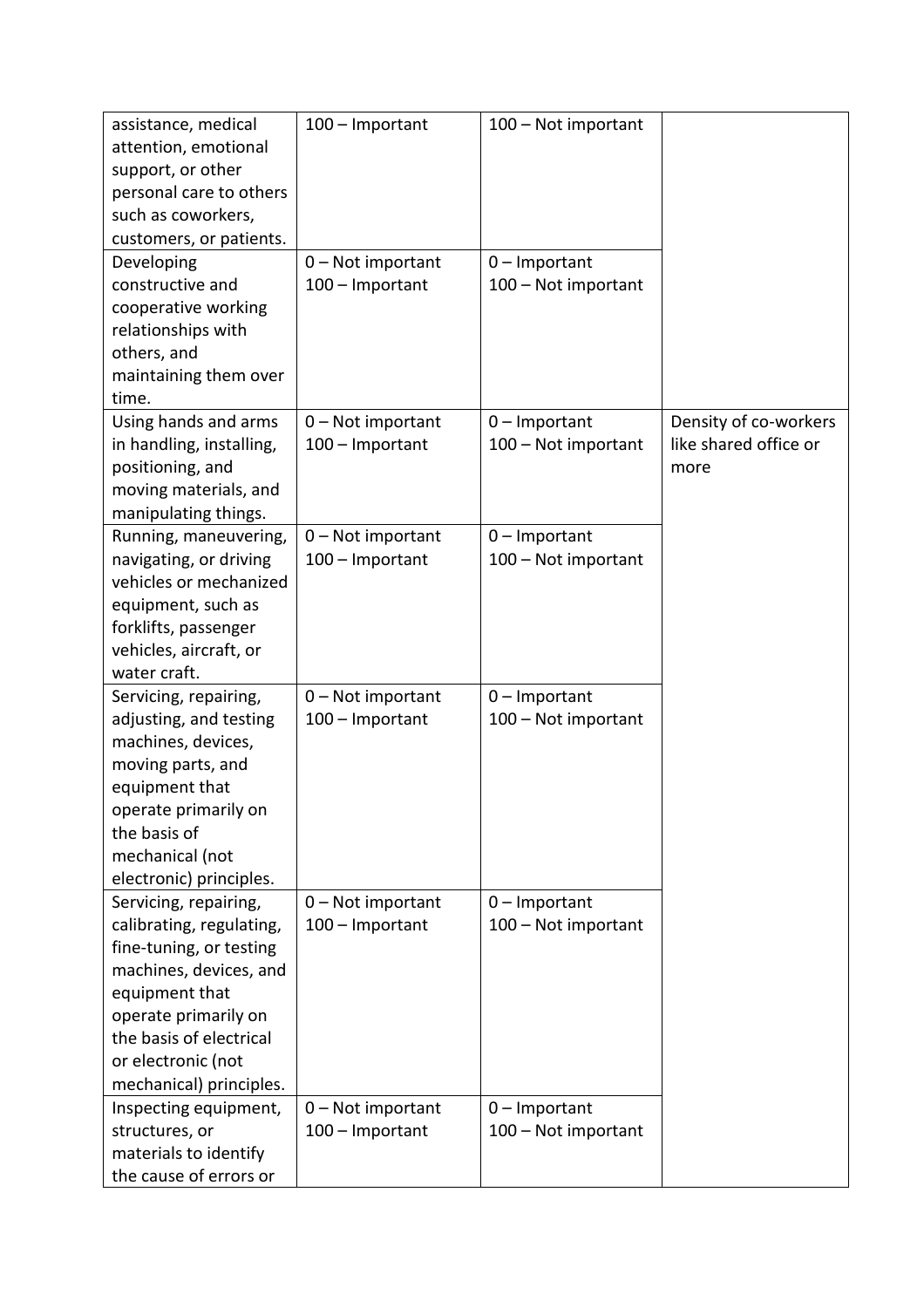| | | | |
|---|---|---|---|
| assistance, medical attention, emotional support, or other personal care to others such as coworkers, customers, or patients. | 100 – Important | 100 – Not important | |
| Developing constructive and cooperative working relationships with others, and maintaining them over time. | 0 – Not important<br>100 – Important | 0 – Important<br>100 – Not important | |
| Using hands and arms in handling, installing, positioning, and moving materials, and manipulating things. | 0 – Not important<br>100 – Important | 0 – Important<br>100 – Not important | Density of co-workers like shared office or more |
| Running, maneuvering, navigating, or driving vehicles or mechanized equipment, such as forklifts, passenger vehicles, aircraft, or water craft. | 0 – Not important<br>100 – Important | 0 – Important<br>100 – Not important | |
| Servicing, repairing, adjusting, and testing machines, devices, moving parts, and equipment that operate primarily on the basis of mechanical (not electronic) principles. | 0 – Not important<br>100 – Important | 0 – Important<br>100 – Not important | |
| Servicing, repairing, calibrating, regulating, fine-tuning, or testing machines, devices, and equipment that operate primarily on the basis of electrical or electronic (not mechanical) principles. | 0 – Not important<br>100 – Important | 0 – Important<br>100 – Not important | |
| Inspecting equipment, structures, or materials to identify the cause of errors or | 0 – Not important<br>100 – Important | 0 – Important<br>100 – Not important | |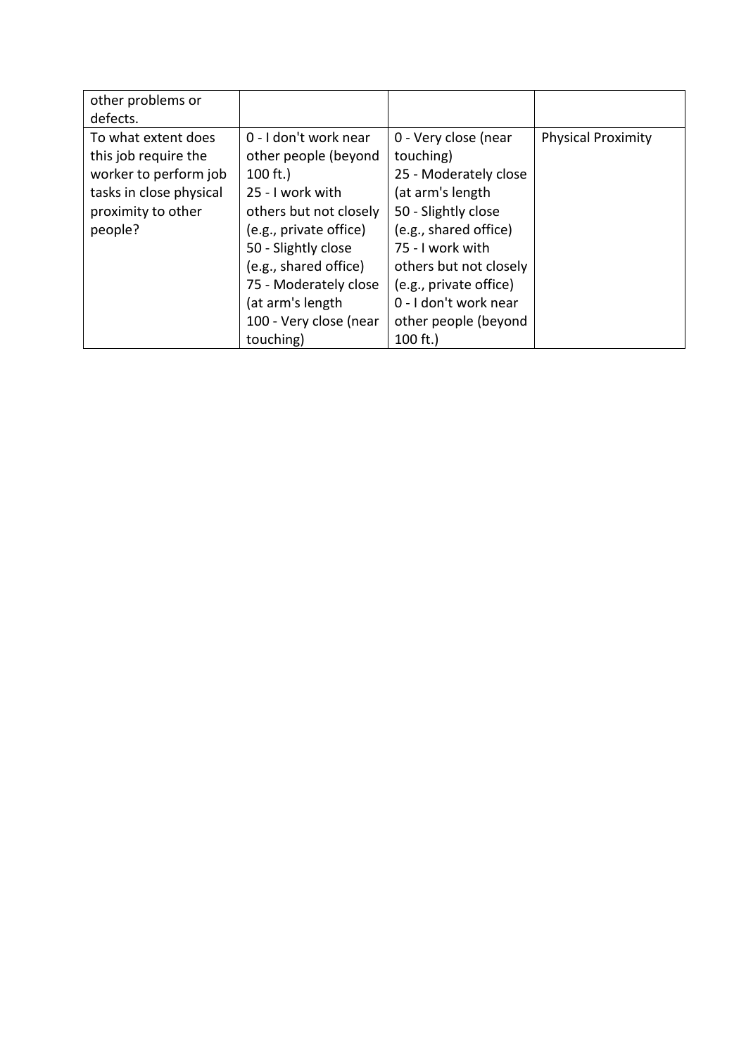| | | | |
|---|---|---|---|
| other problems or defects. | | | |
| To what extent does this job require the worker to perform job tasks in close physical proximity to other people? | 0 - I don't work near other people (beyond 100 ft.)<br>25 - I work with others but not closely (e.g., private office)<br>50 - Slightly close (e.g., shared office)<br>75 - Moderately close (at arm's length<br>100 - Very close (near touching) | 0 - Very close (near touching)<br>25 - Moderately close (at arm's length<br>50 - Slightly close (e.g., shared office)<br>75 - I work with others but not closely (e.g., private office)<br>0 - I don't work near other people (beyond 100 ft.) | Physical Proximity |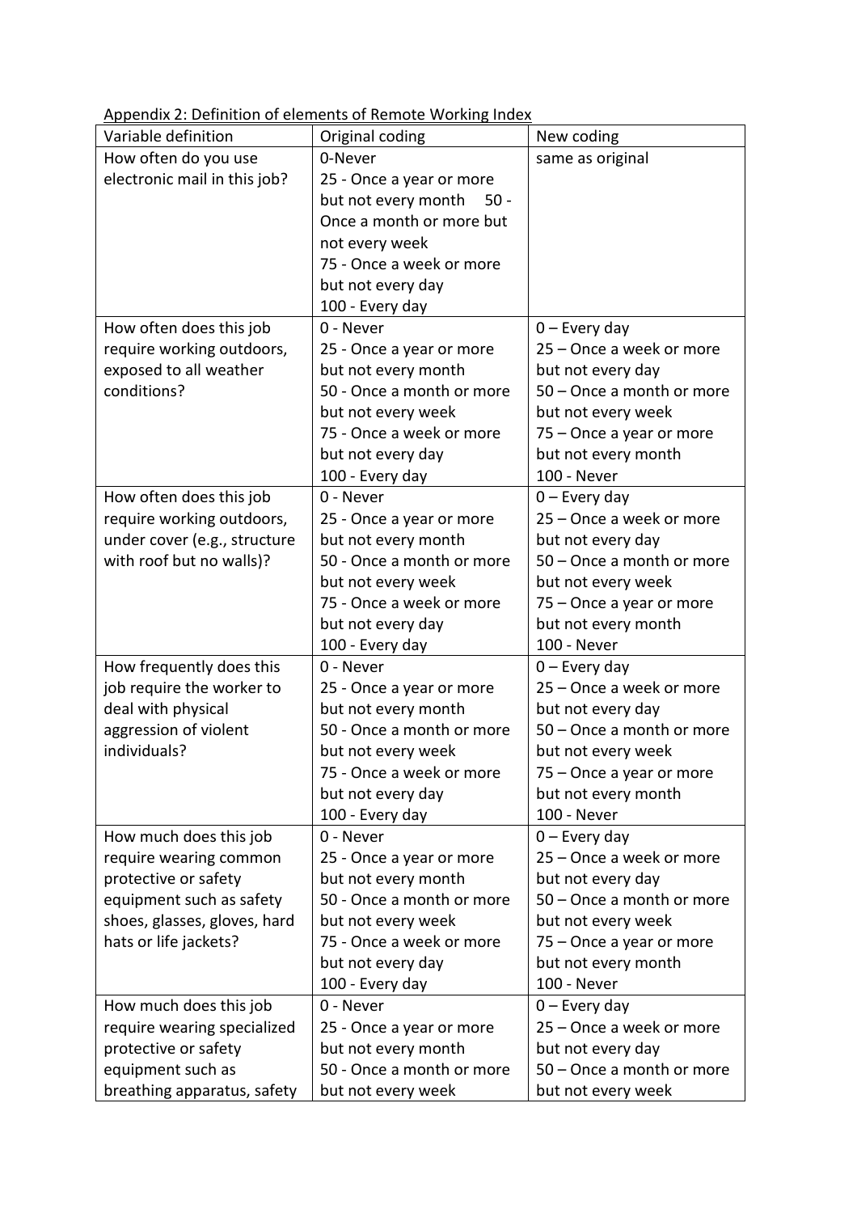Appendix 2: Definition of elements of Remote Working Index

| Variable definition | Original coding | New coding |
|---|---|---|
| How often do you use electronic mail in this job? | 0-Never<br>25 - Once a year or more but not every month 50 - Once a month or more but not every week<br>75 - Once a week or more but not every day<br>100 - Every day | same as original |
| How often does this job require working outdoors, exposed to all weather conditions? | 0 - Never<br>25 - Once a year or more but not every month<br>50 - Once a month or more but not every week<br>75 - Once a week or more but not every day<br>100 - Every day | 0 – Every day<br>25 – Once a week or more but not every day<br>50 – Once a month or more but not every week<br>75 – Once a year or more but not every month<br>100 - Never |
| How often does this job require working outdoors, under cover (e.g., structure with roof but no walls)? | 0 - Never<br>25 - Once a year or more but not every month<br>50 - Once a month or more but not every week<br>75 - Once a week or more but not every day<br>100 - Every day | 0 – Every day<br>25 – Once a week or more but not every day<br>50 – Once a month or more but not every week<br>75 – Once a year or more but not every month<br>100 - Never |
| How frequently does this job require the worker to deal with physical aggression of violent individuals? | 0 - Never<br>25 - Once a year or more but not every month<br>50 - Once a month or more but not every week<br>75 - Once a week or more but not every day<br>100 - Every day | 0 – Every day<br>25 – Once a week or more but not every day<br>50 – Once a month or more but not every week<br>75 – Once a year or more but not every month<br>100 - Never |
| How much does this job require wearing common protective or safety equipment such as safety shoes, glasses, gloves, hard hats or life jackets? | 0 - Never<br>25 - Once a year or more but not every month<br>50 - Once a month or more but not every week<br>75 - Once a week or more but not every day<br>100 - Every day | 0 – Every day<br>25 – Once a week or more but not every day<br>50 – Once a month or more but not every week<br>75 – Once a year or more but not every month<br>100 - Never |
| How much does this job require wearing specialized protective or safety equipment such as breathing apparatus, safety | 0 - Never<br>25 - Once a year or more but not every month<br>50 - Once a month or more but not every week | 0 – Every day<br>25 – Once a week or more but not every day<br>50 – Once a month or more but not every week |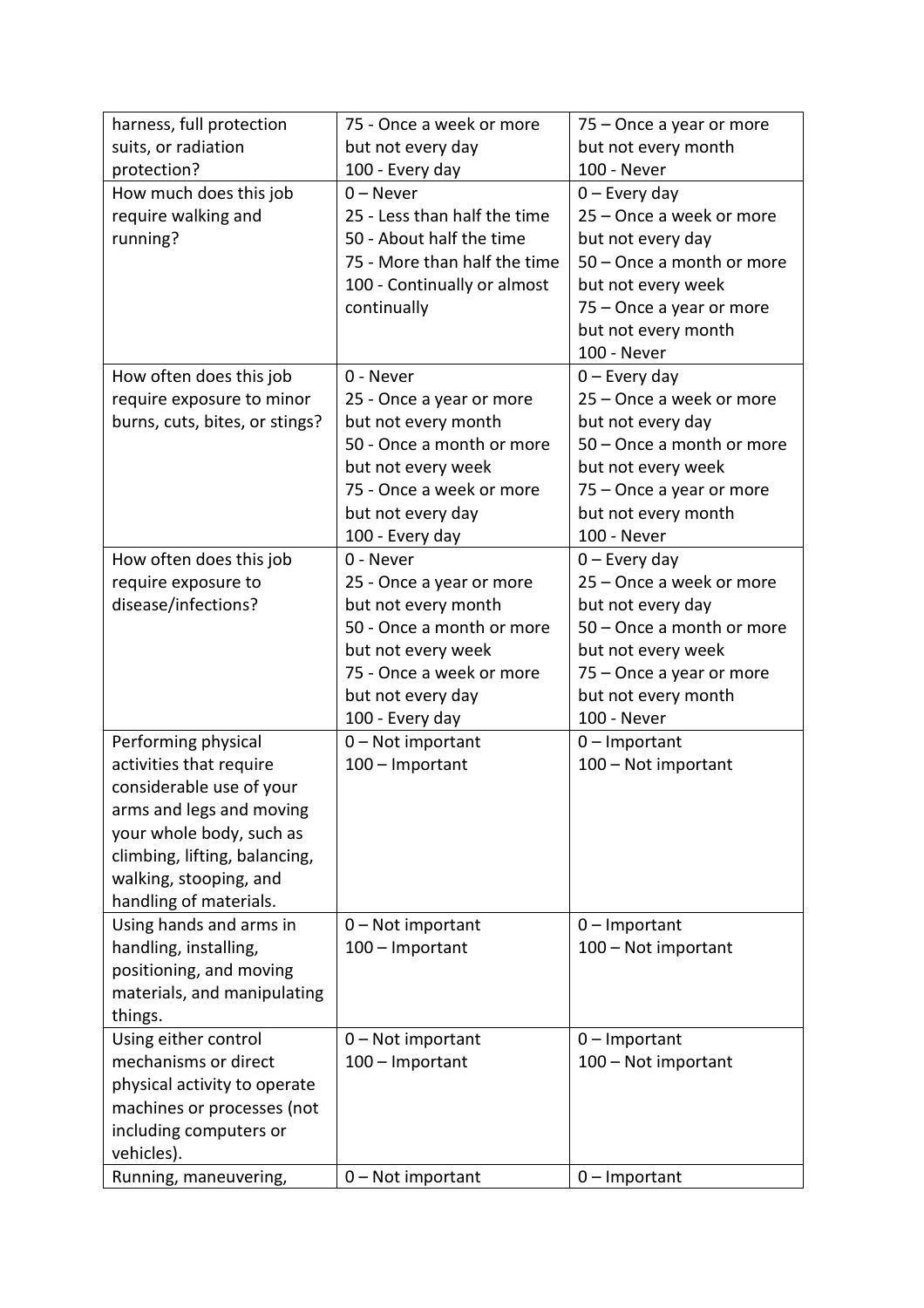| | | |
|---|---|---|
| harness, full protection suits, or radiation protection? | 75 - Once a week or more but not every day<br>100 - Every day | 75 – Once a year or more but not every month<br>100 - Never |
| How much does this job require walking and running? | 0 – Never<br>25 - Less than half the time<br>50 - About half the time<br>75 - More than half the time<br>100 - Continually or almost continually | 0 – Every day<br>25 – Once a week or more but not every day<br>50 – Once a month or more but not every week<br>75 – Once a year or more but not every month<br>100 - Never |
| How often does this job require exposure to minor burns, cuts, bites, or stings? | 0 - Never<br>25 - Once a year or more but not every month<br>50 - Once a month or more but not every week<br>75 - Once a week or more but not every day<br>100 - Every day | 0 – Every day<br>25 – Once a week or more but not every day<br>50 – Once a month or more but not every week<br>75 – Once a year or more but not every month<br>100 - Never |
| How often does this job require exposure to disease/infections? | 0 - Never<br>25 - Once a year or more but not every month<br>50 - Once a month or more but not every week<br>75 - Once a week or more but not every day<br>100 - Every day | 0 – Every day<br>25 – Once a week or more but not every day<br>50 – Once a month or more but not every week<br>75 – Once a year or more but not every month<br>100 - Never |
| Performing physical activities that require considerable use of your arms and legs and moving your whole body, such as climbing, lifting, balancing, walking, stooping, and handling of materials. | 0 – Not important<br>100 – Important | 0 – Important<br>100 – Not important |
| Using hands and arms in handling, installing, positioning, and moving materials, and manipulating things. | 0 – Not important<br>100 – Important | 0 – Important<br>100 – Not important |
| Using either control mechanisms or direct physical activity to operate machines or processes (not including computers or vehicles). | 0 – Not important<br>100 – Important | 0 – Important<br>100 – Not important |
| Running, maneuvering, | 0 – Not important | 0 – Important |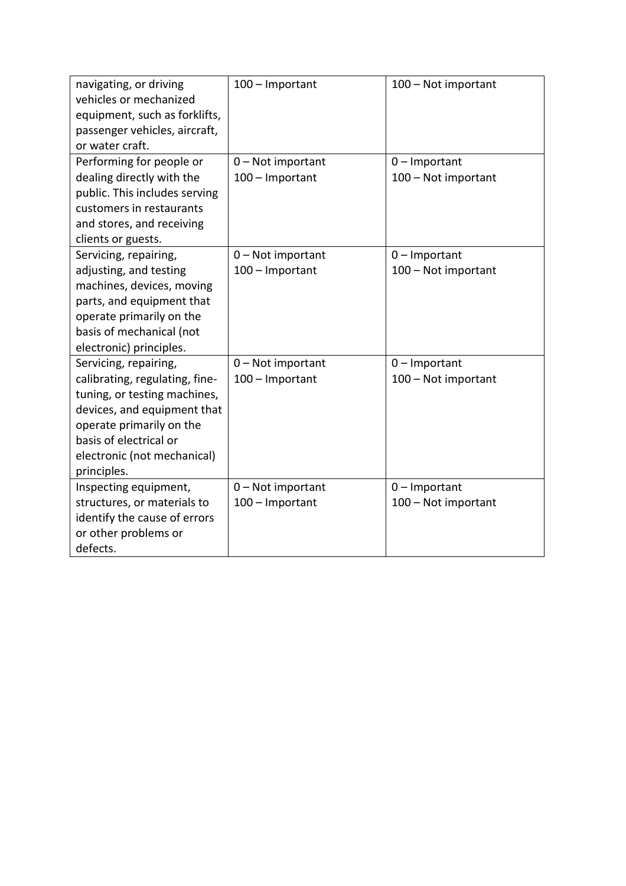| | | |
|---|---|---|
| navigating, or driving vehicles or mechanized equipment, such as forklifts, passenger vehicles, aircraft, or water craft. | 100 – Important | 100 – Not important |
| Performing for people or dealing directly with the public. This includes serving customers in restaurants and stores, and receiving clients or guests. | 0 – Not important<br>100 – Important | 0 – Important<br>100 – Not important |
| Servicing, repairing, adjusting, and testing machines, devices, moving parts, and equipment that operate primarily on the basis of mechanical (not electronic) principles. | 0 – Not important<br>100 – Important | 0 – Important<br>100 – Not important |
| Servicing, repairing, calibrating, regulating, fine-tuning, or testing machines, devices, and equipment that operate primarily on the basis of electrical or electronic (not mechanical) principles. | 0 – Not important<br>100 – Important | 0 – Important<br>100 – Not important |
| Inspecting equipment, structures, or materials to identify the cause of errors or other problems or defects. | 0 – Not important<br>100 – Important | 0 – Important<br>100 – Not important |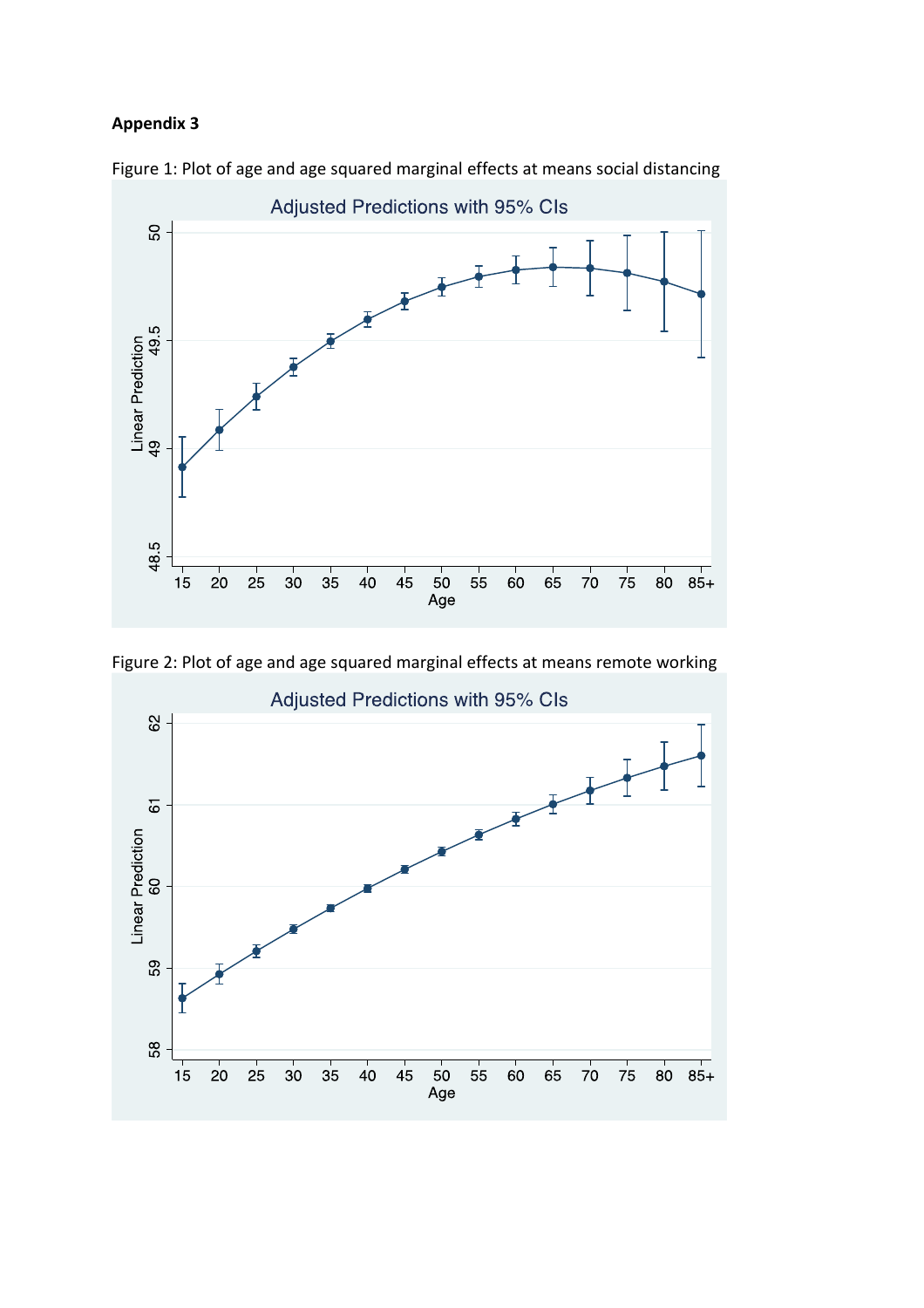**Appendix 3**

Figure 1: Plot of age and age squared marginal effects at means social distancing

Adjusted Predictions with 95% CIs

Linear Prediction

48.5
49
49.5
50

15 20 25 30 35 40 45 50 55 60 65 70 75 80 85+

Age

Figure 2: Plot of age and age squared marginal effects at means remote working

Adjusted Predictions with 95% CIs

Linear Prediction

58
59
60
61
62

15 20 25 30 35 40 45 50 55 60 65 70 75 80 85+

Age